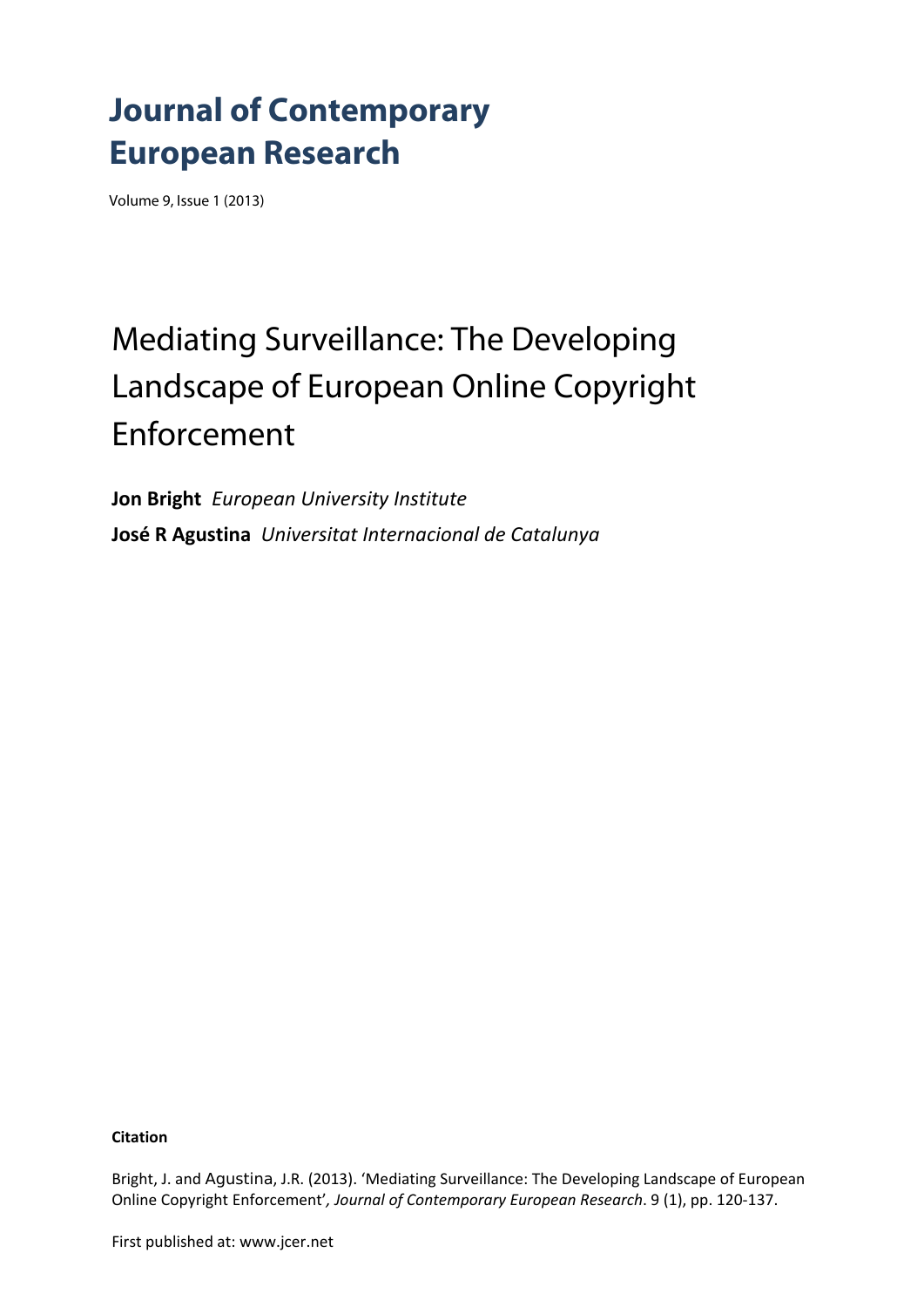# Journal of Contemporary European Research

Volume 9, Issue 1 (2013)

## Mediating Surveillance: The Developing Landscape of European Online Copyright Enforcement

**Jon Bright** *European University Institute*

**José R Agustina** *Universitat Internacional de Catalunya*

**Citation**

Bright, J. and Agustina, J.R. (2013). 'Mediating Surveillance: The Developing Landscape of European Online Copyright Enforcement'*, Journal of Contemporary European Research*. 9 (1), pp. 120-137.

First published at: www.jcer.net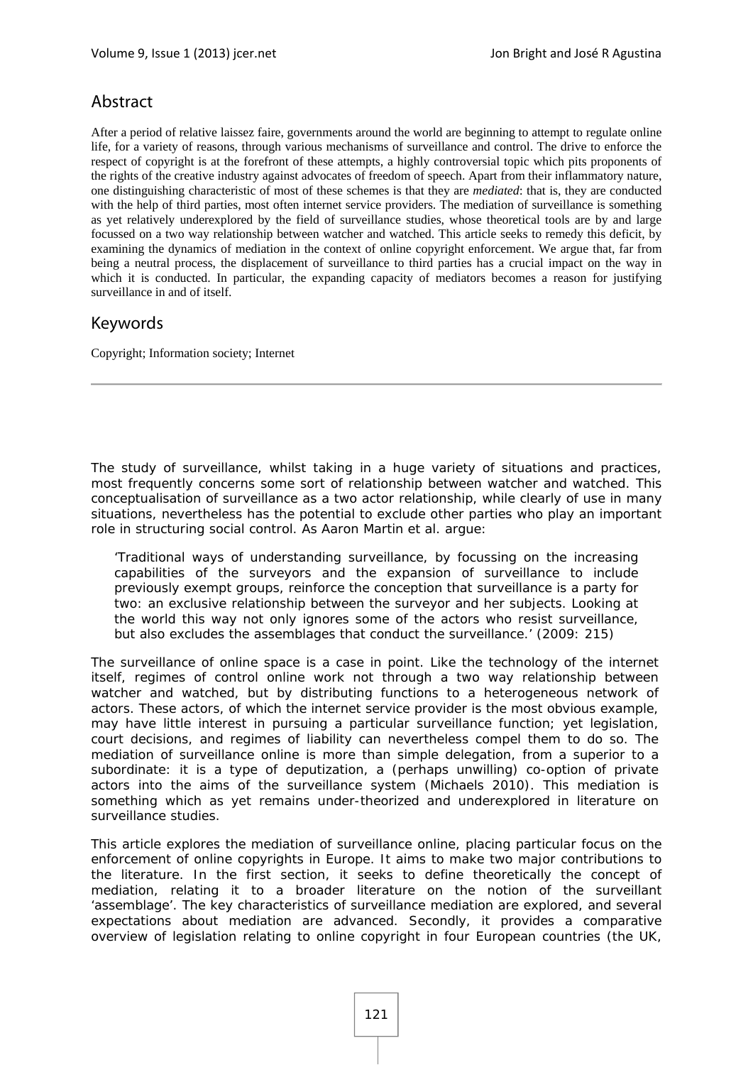## Abstract

After a period of relative laissez faire, governments around the world are beginning to attempt to regulate online life, for a variety of reasons, through various mechanisms of surveillance and control. The drive to enforce the respect of copyright is at the forefront of these attempts, a highly controversial topic which pits proponents of the rights of the creative industry against advocates of freedom of speech. Apart from their inflammatory nature, one distinguishing characteristic of most of these schemes is that they are *mediated*: that is, they are conducted with the help of third parties, most often internet service providers. The mediation of surveillance is something as yet relatively underexplored by the field of surveillance studies, whose theoretical tools are by and large focussed on a two way relationship between watcher and watched. This article seeks to remedy this deficit, by examining the dynamics of mediation in the context of online copyright enforcement. We argue that, far from being a neutral process, the displacement of surveillance to third parties has a crucial impact on the way in which it is conducted. In particular, the expanding capacity of mediators becomes a reason for justifying surveillance in and of itself.

## Keywords

Copyright; Information society; Internet

---

The study of surveillance, whilst taking in a huge variety of situations and practices, most frequently concerns some sort of relationship between watcher and watched. This conceptualisation of surveillance as a two actor relationship, while clearly of use in many situations, nevertheless has the potential to exclude other parties who play an important role in structuring social control. As Aaron Martin et al. argue:

> 'Traditional ways of understanding surveillance, by focussing on the increasing capabilities of the surveyors and the expansion of surveillance to include previously exempt groups, reinforce the conception that surveillance is a party for two: an exclusive relationship between the surveyor and her subjects. Looking at the world this way not only ignores some of the actors who resist surveillance, but also excludes the assemblages that conduct the surveillance.' (2009: 215)

The surveillance of online space is a case in point. Like the technology of the internet itself, regimes of control online work not through a two way relationship between watcher and watched, but by distributing functions to a heterogeneous network of actors. These actors, of which the internet service provider is the most obvious example, may have little interest in pursuing a particular surveillance function; yet legislation, court decisions, and regimes of liability can nevertheless compel them to do so. The mediation of surveillance online is more than simple delegation, from a superior to a subordinate: it is a type of deputization, a (perhaps unwilling) co-option of private actors into the aims of the surveillance system (Michaels 2010). This mediation is something which as yet remains under-theorized and underexplored in literature on surveillance studies.

This article explores the mediation of surveillance online, placing particular focus on the enforcement of online copyrights in Europe. It aims to make two major contributions to the literature. In the first section, it seeks to define theoretically the concept of mediation, relating it to a broader literature on the notion of the surveillant 'assemblage'. The key characteristics of surveillance mediation are explored, and several expectations about mediation are advanced. Secondly, it provides a comparative overview of legislation relating to online copyright in four European countries (the UK,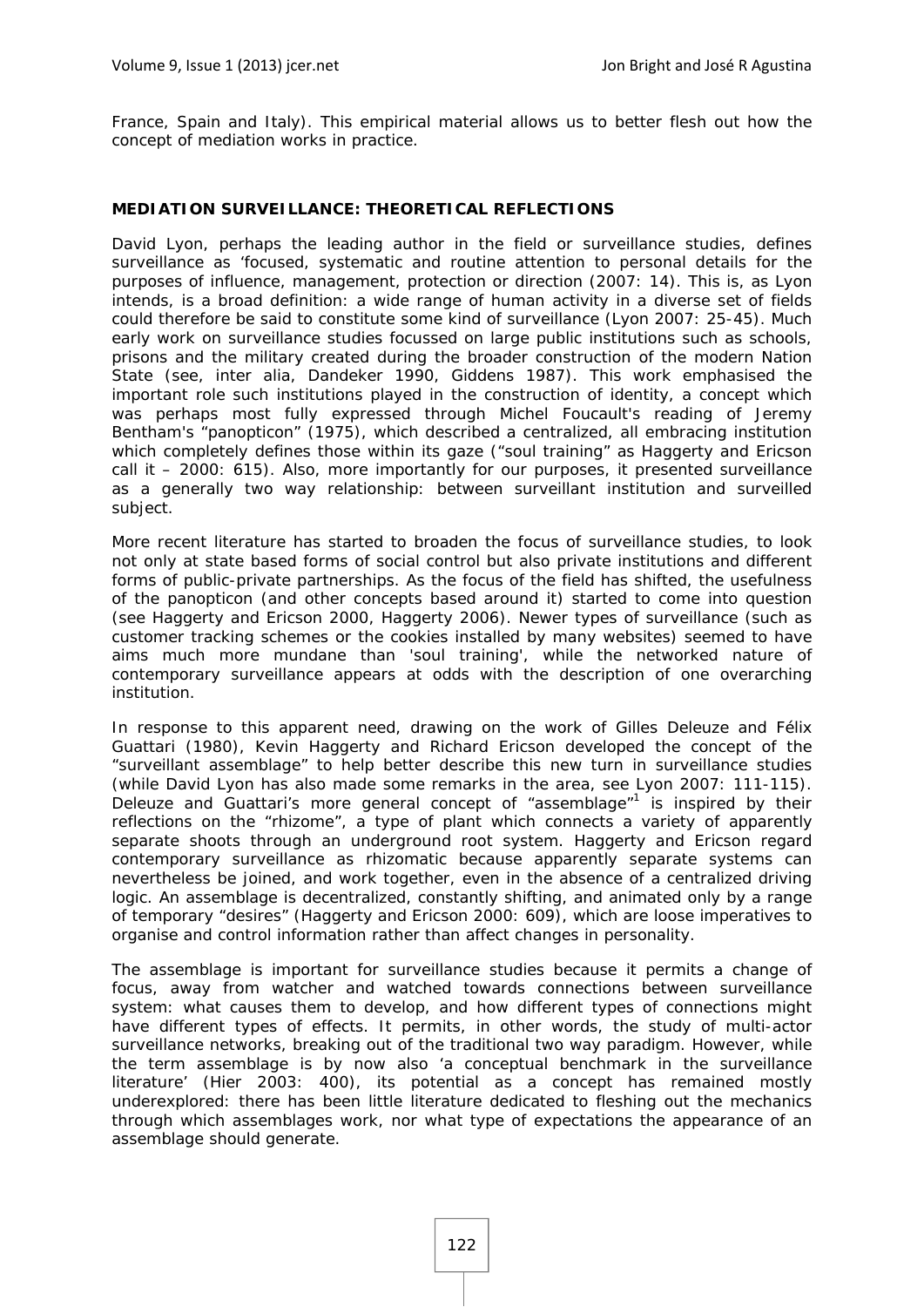France, Spain and Italy). This empirical material allows us to better flesh out how the concept of mediation works in practice.

## MEDIATION SURVEILLANCE: THEORETICAL REFLECTIONS

David Lyon, perhaps the leading author in the field or surveillance studies, defines surveillance as 'focused, systematic and routine attention to personal details for the purposes of influence, management, protection or direction (2007: 14). This is, as Lyon intends, is a broad definition: a wide range of human activity in a diverse set of fields could therefore be said to constitute some kind of surveillance (Lyon 2007: 25-45). Much early work on surveillance studies focussed on large public institutions such as schools, prisons and the military created during the broader construction of the modern Nation State (see, inter alia, Dandeker 1990, Giddens 1987). This work emphasised the important role such institutions played in the construction of identity, a concept which was perhaps most fully expressed through Michel Foucault's reading of Jeremy Bentham's "panopticon" (1975), which described a centralized, all embracing institution which completely defines those within its gaze ("soul training" as Haggerty and Ericson call it – 2000: 615). Also, more importantly for our purposes, it presented surveillance as a generally two way relationship: between surveillant institution and surveilled subject.

More recent literature has started to broaden the focus of surveillance studies, to look not only at state based forms of social control but also private institutions and different forms of public-private partnerships. As the focus of the field has shifted, the usefulness of the panopticon (and other concepts based around it) started to come into question (see Haggerty and Ericson 2000, Haggerty 2006). Newer types of surveillance (such as customer tracking schemes or the cookies installed by many websites) seemed to have aims much more mundane than 'soul training', while the networked nature of contemporary surveillance appears at odds with the description of one overarching institution.

In response to this apparent need, drawing on the work of Gilles Deleuze and Félix Guattari (1980), Kevin Haggerty and Richard Ericson developed the concept of the "surveillant assemblage" to help better describe this new turn in surveillance studies (while David Lyon has also made some remarks in the area, see Lyon 2007: 111-115). Deleuze and Guattari's more general concept of "assemblage"[1] is inspired by their reflections on the "rhizome", a type of plant which connects a variety of apparently separate shoots through an underground root system. Haggerty and Ericson regard contemporary surveillance as rhizomatic because apparently separate systems can nevertheless be joined, and work together, even in the absence of a centralized driving logic. An assemblage is decentralized, constantly shifting, and animated only by a range of temporary "desires" (Haggerty and Ericson 2000: 609), which are loose imperatives to organise and control information rather than affect changes in personality.

The assemblage is important for surveillance studies because it permits a change of focus, away from watcher and watched towards connections between surveillance system: what causes them to develop, and how different types of connections might have different types of effects. It permits, in other words, the study of multi-actor surveillance networks, breaking out of the traditional two way paradigm. However, while the term assemblage is by now also 'a conceptual benchmark in the surveillance literature' (Hier 2003: 400), its potential as a concept has remained mostly underexplored: there has been little literature dedicated to fleshing out the mechanics through which assemblages work, nor what type of expectations the appearance of an assemblage should generate.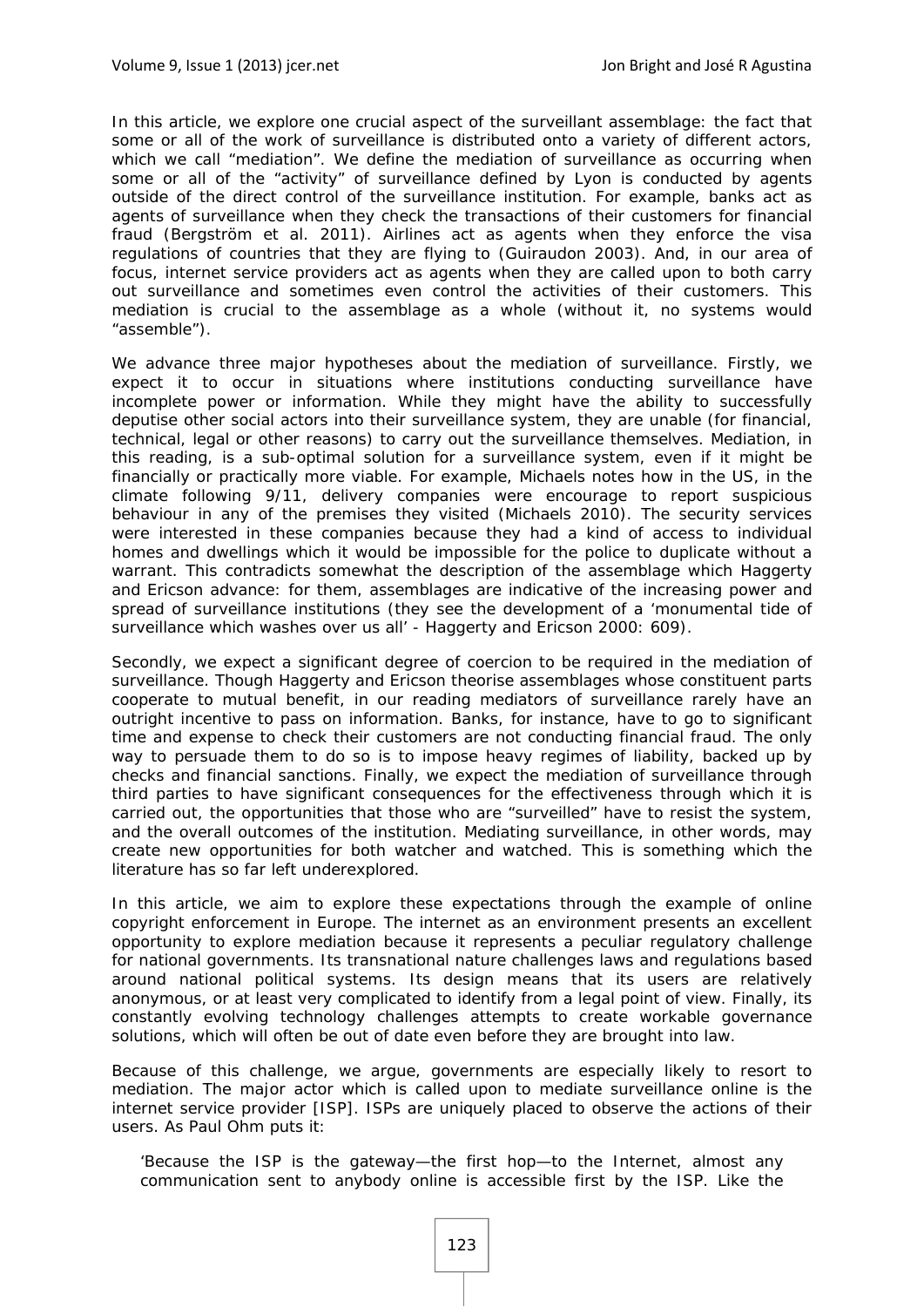In this article, we explore one crucial aspect of the surveillant assemblage: the fact that some or all of the work of surveillance is distributed onto a variety of different actors, which we call "mediation". We define the mediation of surveillance as occurring when some or all of the "activity" of surveillance defined by Lyon is conducted by agents outside of the direct control of the surveillance institution. For example, banks act as agents of surveillance when they check the transactions of their customers for financial fraud (Bergström et al. 2011). Airlines act as agents when they enforce the visa regulations of countries that they are flying to (Guiraudon 2003). And, in our area of focus, internet service providers act as agents when they are called upon to both carry out surveillance and sometimes even control the activities of their customers. This mediation is crucial to the assemblage as a whole (without it, no systems would "assemble").

We advance three major hypotheses about the mediation of surveillance. Firstly, we expect it to occur in situations where institutions conducting surveillance have incomplete power or information. While they might have the ability to successfully deputise other social actors into their surveillance system, they are unable (for financial, technical, legal or other reasons) to carry out the surveillance themselves. Mediation, in this reading, is a sub-optimal solution for a surveillance system, even if it might be financially or practically more viable. For example, Michaels notes how in the US, in the climate following 9/11, delivery companies were encourage to report suspicious behaviour in any of the premises they visited (Michaels 2010). The security services were interested in these companies because they had a kind of access to individual homes and dwellings which it would be impossible for the police to duplicate without a warrant. This contradicts somewhat the description of the assemblage which Haggerty and Ericson advance: for them, assemblages are indicative of the increasing power and spread of surveillance institutions (they see the development of a 'monumental tide of surveillance which washes over us all' - Haggerty and Ericson 2000: 609).

Secondly, we expect a significant degree of coercion to be required in the mediation of surveillance. Though Haggerty and Ericson theorise assemblages whose constituent parts cooperate to mutual benefit, in our reading mediators of surveillance rarely have an outright incentive to pass on information. Banks, for instance, have to go to significant time and expense to check their customers are not conducting financial fraud. The only way to persuade them to do so is to impose heavy regimes of liability, backed up by checks and financial sanctions. Finally, we expect the mediation of surveillance through third parties to have significant consequences for the effectiveness through which it is carried out, the opportunities that those who are "surveilled" have to resist the system, and the overall outcomes of the institution. Mediating surveillance, in other words, may create new opportunities for both watcher and watched. This is something which the literature has so far left underexplored.

In this article, we aim to explore these expectations through the example of online copyright enforcement in Europe. The internet as an environment presents an excellent opportunity to explore mediation because it represents a peculiar regulatory challenge for national governments. Its transnational nature challenges laws and regulations based around national political systems. Its design means that its users are relatively anonymous, or at least very complicated to identify from a legal point of view. Finally, its constantly evolving technology challenges attempts to create workable governance solutions, which will often be out of date even before they are brought into law.

Because of this challenge, we argue, governments are especially likely to resort to mediation. The major actor which is called upon to mediate surveillance online is the internet service provider [ISP]. ISPs are uniquely placed to observe the actions of their users. As Paul Ohm puts it:

> 'Because the ISP is the gateway—the first hop—to the Internet, almost any communication sent to anybody online is accessible first by the ISP. Like the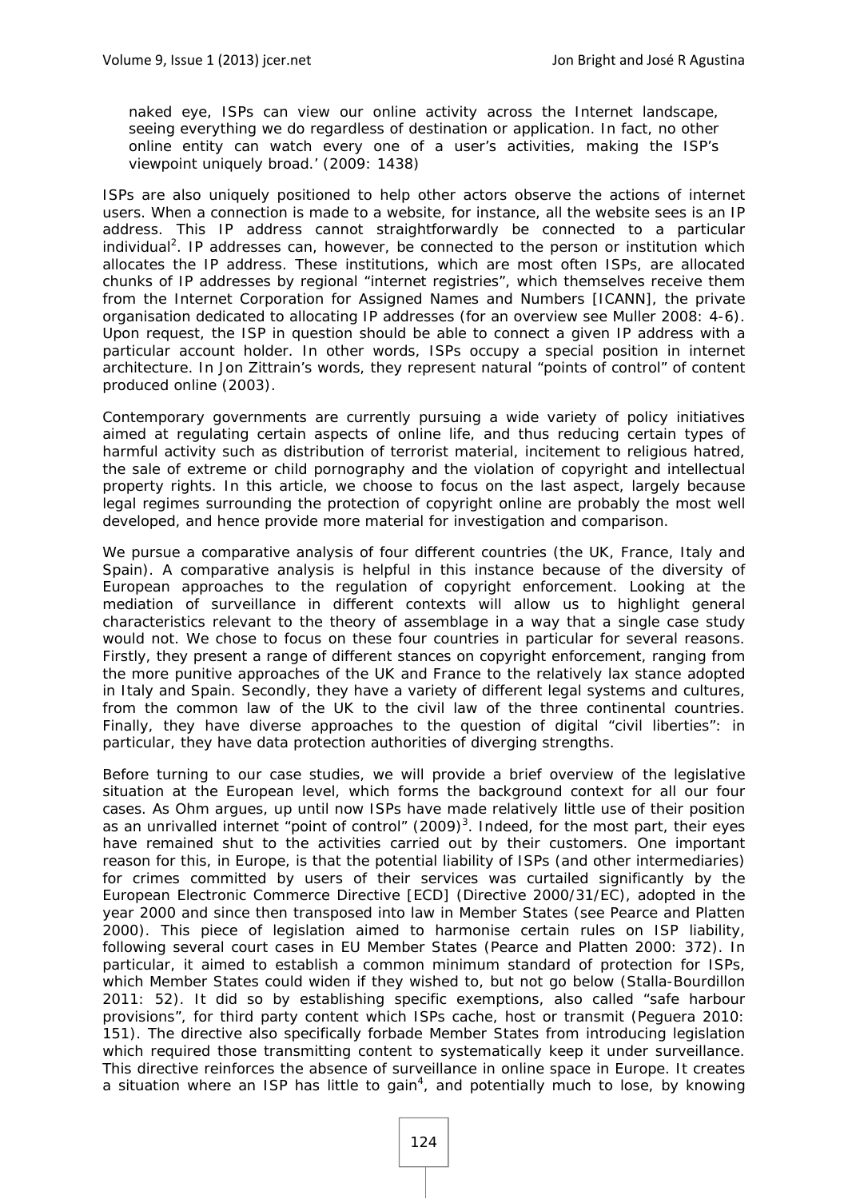naked eye, ISPs can view our online activity across the Internet landscape, seeing everything we do regardless of destination or application. In fact, no other online entity can watch every one of a user's activities, making the ISP's viewpoint uniquely broad.' (2009: 1438)

ISPs are also uniquely positioned to help other actors observe the actions of internet users. When a connection is made to a website, for instance, all the website sees is an IP address. This IP address cannot straightforwardly be connected to a particular individual[2]. IP addresses can, however, be connected to the person or institution which allocates the IP address. These institutions, which are most often ISPs, are allocated chunks of IP addresses by regional "internet registries", which themselves receive them from the Internet Corporation for Assigned Names and Numbers [ICANN], the private organisation dedicated to allocating IP addresses (for an overview see Muller 2008: 4-6). Upon request, the ISP in question should be able to connect a given IP address with a particular account holder. In other words, ISPs occupy a special position in internet architecture. In Jon Zittrain's words, they represent natural "points of control" of content produced online (2003).

Contemporary governments are currently pursuing a wide variety of policy initiatives aimed at regulating certain aspects of online life, and thus reducing certain types of harmful activity such as distribution of terrorist material, incitement to religious hatred, the sale of extreme or child pornography and the violation of copyright and intellectual property rights. In this article, we choose to focus on the last aspect, largely because legal regimes surrounding the protection of copyright online are probably the most well developed, and hence provide more material for investigation and comparison.

We pursue a comparative analysis of four different countries (the UK, France, Italy and Spain). A comparative analysis is helpful in this instance because of the diversity of European approaches to the regulation of copyright enforcement. Looking at the mediation of surveillance in different contexts will allow us to highlight general characteristics relevant to the theory of assemblage in a way that a single case study would not. We chose to focus on these four countries in particular for several reasons. Firstly, they present a range of different stances on copyright enforcement, ranging from the more punitive approaches of the UK and France to the relatively lax stance adopted in Italy and Spain. Secondly, they have a variety of different legal systems and cultures, from the common law of the UK to the civil law of the three continental countries. Finally, they have diverse approaches to the question of digital "civil liberties": in particular, they have data protection authorities of diverging strengths.

Before turning to our case studies, we will provide a brief overview of the legislative situation at the European level, which forms the background context for all our four cases. As Ohm argues, up until now ISPs have made relatively little use of their position as an unrivalled internet "point of control" (2009)[3]. Indeed, for the most part, their eyes have remained shut to the activities carried out by their customers. One important reason for this, in Europe, is that the potential liability of ISPs (and other intermediaries) for crimes committed by users of their services was curtailed significantly by the European Electronic Commerce Directive [ECD] (Directive 2000/31/EC), adopted in the year 2000 and since then transposed into law in Member States (see Pearce and Platten 2000). This piece of legislation aimed to harmonise certain rules on ISP liability, following several court cases in EU Member States (Pearce and Platten 2000: 372). In particular, it aimed to establish a common minimum standard of protection for ISPs, which Member States could widen if they wished to, but not go below (Stalla-Bourdillon 2011: 52). It did so by establishing specific exemptions, also called "safe harbour provisions", for third party content which ISPs cache, host or transmit (Peguera 2010: 151). The directive also specifically forbade Member States from introducing legislation which required those transmitting content to systematically keep it under surveillance. This directive reinforces the absence of surveillance in online space in Europe. It creates a situation where an ISP has little to gain[4], and potentially much to lose, by knowing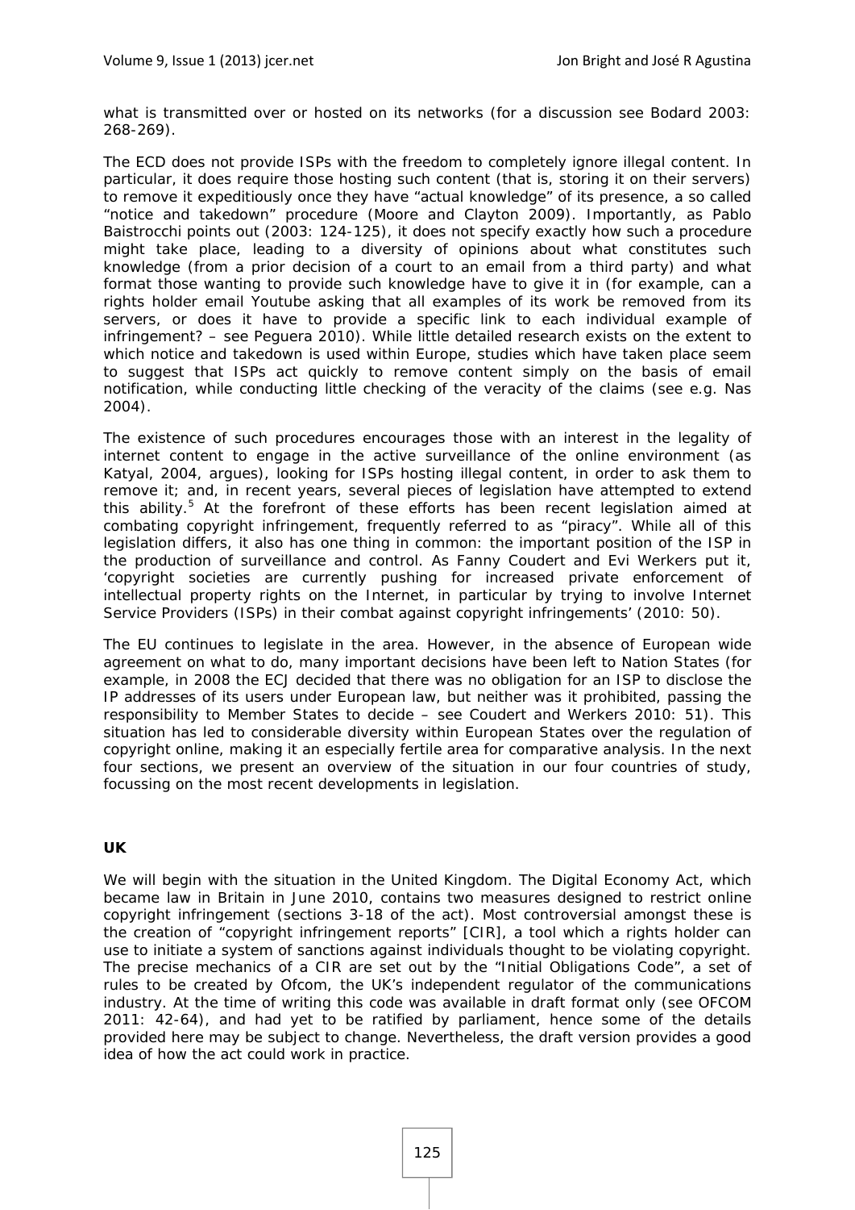what is transmitted over or hosted on its networks (for a discussion see Bodard 2003: 268-269).

The ECD does not provide ISPs with the freedom to completely ignore illegal content. In particular, it does require those hosting such content (that is, storing it on their servers) to remove it expeditiously once they have "actual knowledge" of its presence, a so called "notice and takedown" procedure (Moore and Clayton 2009). Importantly, as Pablo Baistrocchi points out (2003: 124-125), it does not specify exactly how such a procedure might take place, leading to a diversity of opinions about what constitutes such knowledge (from a prior decision of a court to an email from a third party) and what format those wanting to provide such knowledge have to give it in (for example, can a rights holder email Youtube asking that all examples of its work be removed from its servers, or does it have to provide a specific link to each individual example of infringement? – see Peguera 2010). While little detailed research exists on the extent to which notice and takedown is used within Europe, studies which have taken place seem to suggest that ISPs act quickly to remove content simply on the basis of email notification, while conducting little checking of the veracity of the claims (see e.g. Nas 2004).

The existence of such procedures encourages those with an interest in the legality of internet content to engage in the active surveillance of the online environment (as Katyal, 2004, argues), looking for ISPs hosting illegal content, in order to ask them to remove it; and, in recent years, several pieces of legislation have attempted to extend this ability.[5] At the forefront of these efforts has been recent legislation aimed at combating copyright infringement, frequently referred to as "piracy". While all of this legislation differs, it also has one thing in common: the important position of the ISP in the production of surveillance and control. As Fanny Coudert and Evi Werkers put it, 'copyright societies are currently pushing for increased private enforcement of intellectual property rights on the Internet, in particular by trying to involve Internet Service Providers (ISPs) in their combat against copyright infringements' (2010: 50).

The EU continues to legislate in the area. However, in the absence of European wide agreement on what to do, many important decisions have been left to Nation States (for example, in 2008 the ECJ decided that there was no obligation for an ISP to disclose the IP addresses of its users under European law, but neither was it prohibited, passing the responsibility to Member States to decide – see Coudert and Werkers 2010: 51). This situation has led to considerable diversity within European States over the regulation of copyright online, making it an especially fertile area for comparative analysis. In the next four sections, we present an overview of the situation in our four countries of study, focussing on the most recent developments in legislation.

## UK

We will begin with the situation in the United Kingdom. The Digital Economy Act, which became law in Britain in June 2010, contains two measures designed to restrict online copyright infringement (sections 3-18 of the act). Most controversial amongst these is the creation of "copyright infringement reports" [CIR], a tool which a rights holder can use to initiate a system of sanctions against individuals thought to be violating copyright. The precise mechanics of a CIR are set out by the "Initial Obligations Code", a set of rules to be created by Ofcom, the UK's independent regulator of the communications industry. At the time of writing this code was available in draft format only (see OFCOM 2011: 42-64), and had yet to be ratified by parliament, hence some of the details provided here may be subject to change. Nevertheless, the draft version provides a good idea of how the act could work in practice.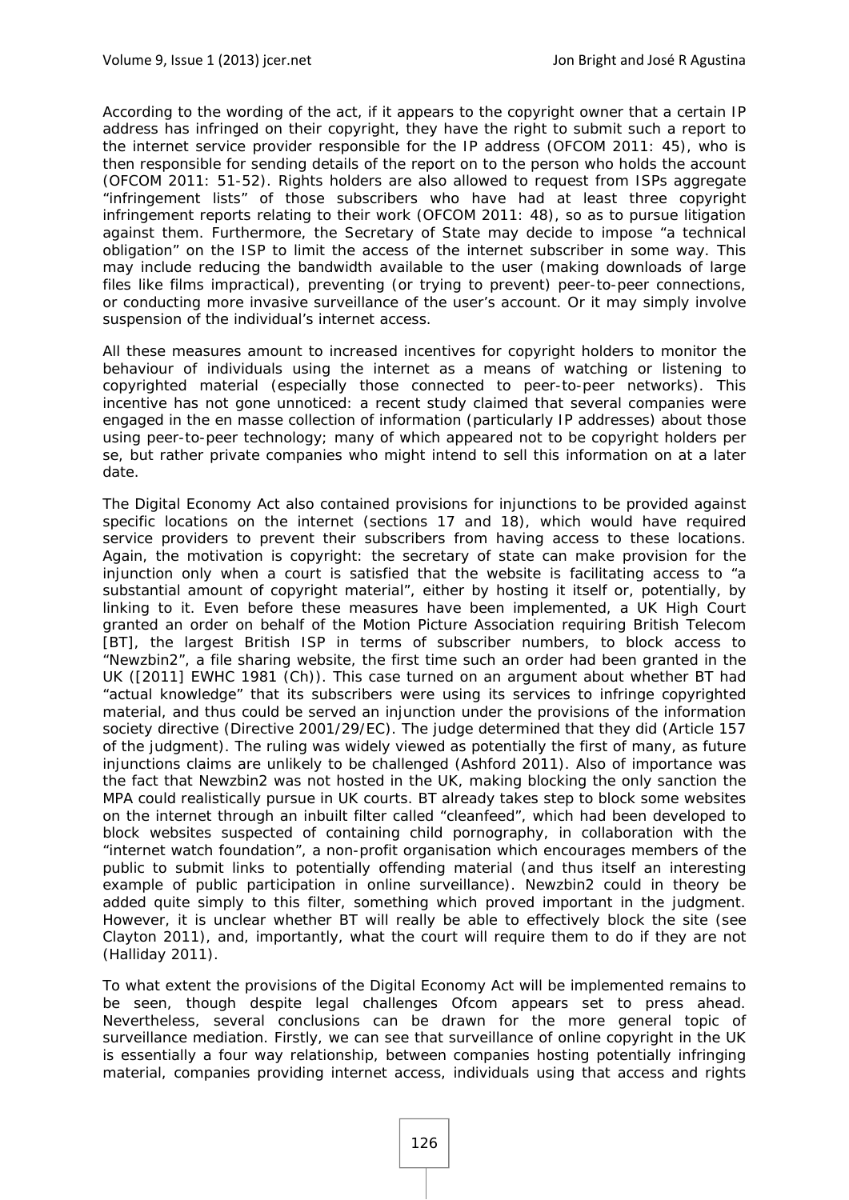According to the wording of the act, if it appears to the copyright owner that a certain IP address has infringed on their copyright, they have the right to submit such a report to the internet service provider responsible for the IP address (OFCOM 2011: 45), who is then responsible for sending details of the report on to the person who holds the account (OFCOM 2011: 51-52). Rights holders are also allowed to request from ISPs aggregate "infringement lists" of those subscribers who have had at least three copyright infringement reports relating to their work (OFCOM 2011: 48), so as to pursue litigation against them. Furthermore, the Secretary of State may decide to impose "a technical obligation" on the ISP to limit the access of the internet subscriber in some way. This may include reducing the bandwidth available to the user (making downloads of large files like films impractical), preventing (or trying to prevent) peer-to-peer connections, or conducting more invasive surveillance of the user's account. Or it may simply involve suspension of the individual's internet access.

All these measures amount to increased incentives for copyright holders to monitor the behaviour of individuals using the internet as a means of watching or listening to copyrighted material (especially those connected to peer-to-peer networks). This incentive has not gone unnoticed: a recent study claimed that several companies were engaged in the en masse collection of information (particularly IP addresses) about those using peer-to-peer technology; many of which appeared not to be copyright holders per se, but rather private companies who might intend to sell this information on at a later date.

The Digital Economy Act also contained provisions for injunctions to be provided against specific locations on the internet (sections 17 and 18), which would have required service providers to prevent their subscribers from having access to these locations. Again, the motivation is copyright: the secretary of state can make provision for the injunction only when a court is satisfied that the website is facilitating access to "a substantial amount of copyright material", either by hosting it itself or, potentially, by linking to it. Even before these measures have been implemented, a UK High Court granted an order on behalf of the Motion Picture Association requiring British Telecom [BT], the largest British ISP in terms of subscriber numbers, to block access to "Newzbin2", a file sharing website, the first time such an order had been granted in the UK ([2011] EWHC 1981 (Ch)). This case turned on an argument about whether BT had "actual knowledge" that its subscribers were using its services to infringe copyrighted material, and thus could be served an injunction under the provisions of the information society directive (Directive 2001/29/EC). The judge determined that they did (Article 157 of the judgment). The ruling was widely viewed as potentially the first of many, as future injunctions claims are unlikely to be challenged (Ashford 2011). Also of importance was the fact that Newzbin2 was not hosted in the UK, making blocking the only sanction the MPA could realistically pursue in UK courts. BT already takes step to block some websites on the internet through an inbuilt filter called "cleanfeed", which had been developed to block websites suspected of containing child pornography, in collaboration with the "internet watch foundation", a non-profit organisation which encourages members of the public to submit links to potentially offending material (and thus itself an interesting example of public participation in online surveillance). Newzbin2 could in theory be added quite simply to this filter, something which proved important in the judgment. However, it is unclear whether BT will really be able to effectively block the site (see Clayton 2011), and, importantly, what the court will require them to do if they are not (Halliday 2011).

To what extent the provisions of the Digital Economy Act will be implemented remains to be seen, though despite legal challenges Ofcom appears set to press ahead. Nevertheless, several conclusions can be drawn for the more general topic of surveillance mediation. Firstly, we can see that surveillance of online copyright in the UK is essentially a four way relationship, between companies hosting potentially infringing material, companies providing internet access, individuals using that access and rights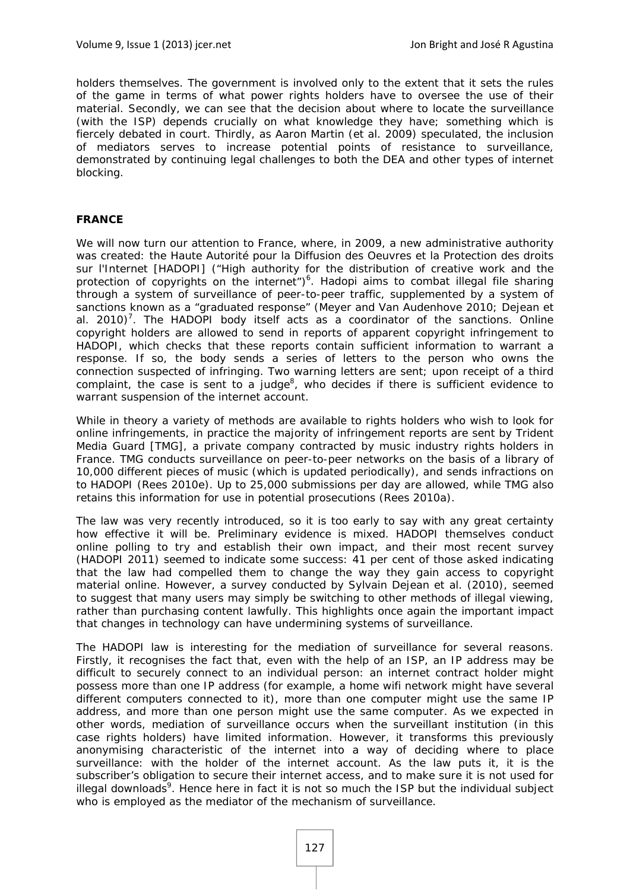holders themselves. The government is involved only to the extent that it sets the rules of the game in terms of what power rights holders have to oversee the use of their material. Secondly, we can see that the decision about where to locate the surveillance (with the ISP) depends crucially on what knowledge they have; something which is fiercely debated in court. Thirdly, as Aaron Martin (et al. 2009) speculated, the inclusion of mediators serves to increase potential points of resistance to surveillance, demonstrated by continuing legal challenges to both the DEA and other types of internet blocking.

## FRANCE

We will now turn our attention to France, where, in 2009, a new administrative authority was created: the Haute Autorité pour la Diffusion des Oeuvres et la Protection des droits sur l'Internet [HADOPI] ("High authority for the distribution of creative work and the protection of copyrights on the internet")[6]. Hadopi aims to combat illegal file sharing through a system of surveillance of peer-to-peer traffic, supplemented by a system of sanctions known as a "graduated response" (Meyer and Van Audenhove 2010; Dejean et al. 2010)[7]. The HADOPI body itself acts as a coordinator of the sanctions. Online copyright holders are allowed to send in reports of apparent copyright infringement to HADOPI, which checks that these reports contain sufficient information to warrant a response. If so, the body sends a series of letters to the person who owns the connection suspected of infringing. Two warning letters are sent; upon receipt of a third complaint, the case is sent to a judge[8], who decides if there is sufficient evidence to warrant suspension of the internet account.

While in theory a variety of methods are available to rights holders who wish to look for online infringements, in practice the majority of infringement reports are sent by Trident Media Guard [TMG], a private company contracted by music industry rights holders in France. TMG conducts surveillance on peer-to-peer networks on the basis of a library of 10,000 different pieces of music (which is updated periodically), and sends infractions on to HADOPI (Rees 2010e). Up to 25,000 submissions per day are allowed, while TMG also retains this information for use in potential prosecutions (Rees 2010a).

The law was very recently introduced, so it is too early to say with any great certainty how effective it will be. Preliminary evidence is mixed. HADOPI themselves conduct online polling to try and establish their own impact, and their most recent survey (HADOPI 2011) seemed to indicate some success: 41 per cent of those asked indicating that the law had compelled them to change the way they gain access to copyright material online. However, a survey conducted by Sylvain Dejean et al. (2010), seemed to suggest that many users may simply be switching to other methods of illegal viewing, rather than purchasing content lawfully. This highlights once again the important impact that changes in technology can have undermining systems of surveillance.

The HADOPI law is interesting for the mediation of surveillance for several reasons. Firstly, it recognises the fact that, even with the help of an ISP, an IP address may be difficult to securely connect to an individual person: an internet contract holder might possess more than one IP address (for example, a home wifi network might have several different computers connected to it), more than one computer might use the same IP address, and more than one person might use the same computer. As we expected in other words, mediation of surveillance occurs when the surveillant institution (in this case rights holders) have limited information. However, it transforms this previously anonymising characteristic of the internet into a way of deciding where to place surveillance: with the holder of the internet account. As the law puts it, it is the subscriber's obligation to secure their internet access, and to make sure it is not used for illegal downloads[9]. Hence here in fact it is not so much the ISP but the individual subject who is employed as the mediator of the mechanism of surveillance.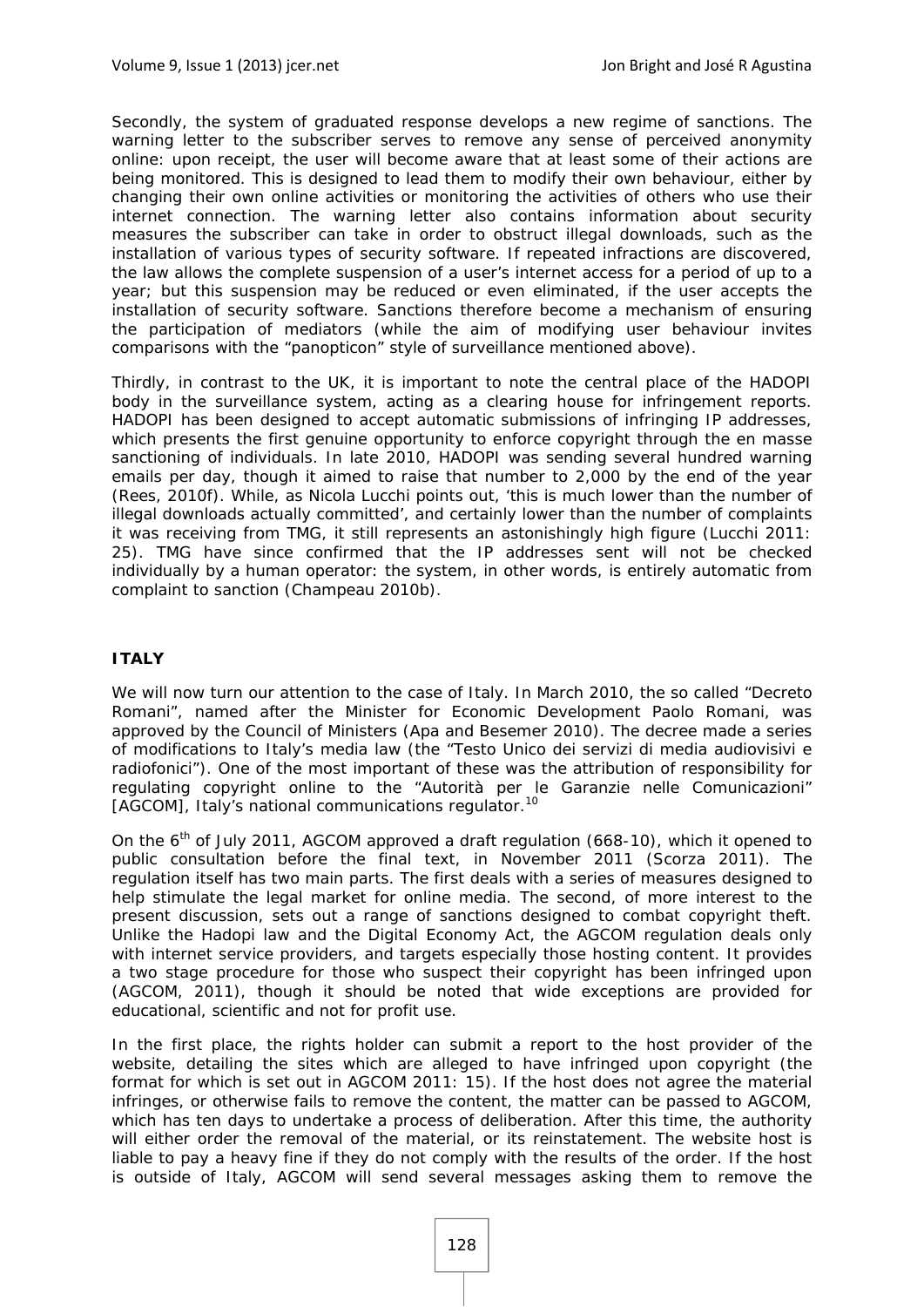Secondly, the system of graduated response develops a new regime of sanctions. The warning letter to the subscriber serves to remove any sense of perceived anonymity online: upon receipt, the user will become aware that at least some of their actions are being monitored. This is designed to lead them to modify their own behaviour, either by changing their own online activities or monitoring the activities of others who use their internet connection. The warning letter also contains information about security measures the subscriber can take in order to obstruct illegal downloads, such as the installation of various types of security software. If repeated infractions are discovered, the law allows the complete suspension of a user's internet access for a period of up to a year; but this suspension may be reduced or even eliminated, if the user accepts the installation of security software. Sanctions therefore become a mechanism of ensuring the participation of mediators (while the aim of modifying user behaviour invites comparisons with the "panopticon" style of surveillance mentioned above).

Thirdly, in contrast to the UK, it is important to note the central place of the HADOPI body in the surveillance system, acting as a clearing house for infringement reports. HADOPI has been designed to accept automatic submissions of infringing IP addresses, which presents the first genuine opportunity to enforce copyright through the en masse sanctioning of individuals. In late 2010, HADOPI was sending several hundred warning emails per day, though it aimed to raise that number to 2,000 by the end of the year (Rees, 2010f). While, as Nicola Lucchi points out, 'this is much lower than the number of illegal downloads actually committed', and certainly lower than the number of complaints it was receiving from TMG, it still represents an astonishingly high figure (Lucchi 2011: 25). TMG have since confirmed that the IP addresses sent will not be checked individually by a human operator: the system, in other words, is entirely automatic from complaint to sanction (Champeau 2010b).

## ITALY

We will now turn our attention to the case of Italy. In March 2010, the so called "Decreto Romani", named after the Minister for Economic Development Paolo Romani, was approved by the Council of Ministers (Apa and Besemer 2010). The decree made a series of modifications to Italy's media law (the "Testo Unico dei servizi di media audiovisivi e radiofonici"). One of the most important of these was the attribution of responsibility for regulating copyright online to the "Autorità per le Garanzie nelle Comunicazioni" [AGCOM], Italy's national communications regulator.[10]

On the 6th of July 2011, AGCOM approved a draft regulation (668-10), which it opened to public consultation before the final text, in November 2011 (Scorza 2011). The regulation itself has two main parts. The first deals with a series of measures designed to help stimulate the legal market for online media. The second, of more interest to the present discussion, sets out a range of sanctions designed to combat copyright theft. Unlike the Hadopi law and the Digital Economy Act, the AGCOM regulation deals only with internet service providers, and targets especially those hosting content. It provides a two stage procedure for those who suspect their copyright has been infringed upon (AGCOM, 2011), though it should be noted that wide exceptions are provided for educational, scientific and not for profit use.

In the first place, the rights holder can submit a report to the host provider of the website, detailing the sites which are alleged to have infringed upon copyright (the format for which is set out in AGCOM 2011: 15). If the host does not agree the material infringes, or otherwise fails to remove the content, the matter can be passed to AGCOM, which has ten days to undertake a process of deliberation. After this time, the authority will either order the removal of the material, or its reinstatement. The website host is liable to pay a heavy fine if they do not comply with the results of the order. If the host is outside of Italy, AGCOM will send several messages asking them to remove the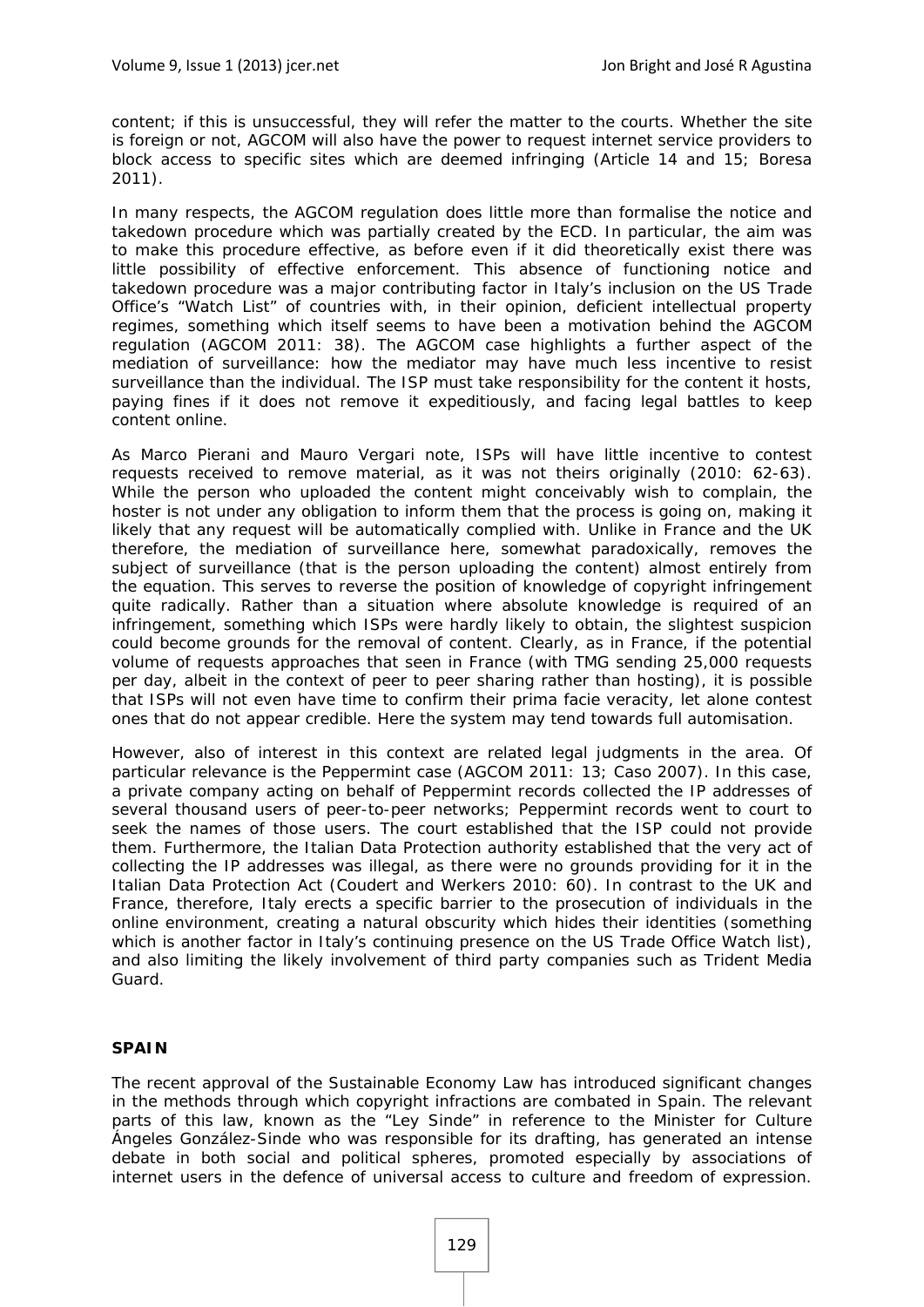content; if this is unsuccessful, they will refer the matter to the courts. Whether the site is foreign or not, AGCOM will also have the power to request internet service providers to block access to specific sites which are deemed infringing (Article 14 and 15; Boresa 2011).

In many respects, the AGCOM regulation does little more than formalise the notice and takedown procedure which was partially created by the ECD. In particular, the aim was to make this procedure effective, as before even if it did theoretically exist there was little possibility of effective enforcement. This absence of functioning notice and takedown procedure was a major contributing factor in Italy's inclusion on the US Trade Office's "Watch List" of countries with, in their opinion, deficient intellectual property regimes, something which itself seems to have been a motivation behind the AGCOM regulation (AGCOM 2011: 38). The AGCOM case highlights a further aspect of the mediation of surveillance: how the mediator may have much less incentive to resist surveillance than the individual. The ISP must take responsibility for the content it hosts, paying fines if it does not remove it expeditiously, and facing legal battles to keep content online.

As Marco Pierani and Mauro Vergari note, ISPs will have little incentive to contest requests received to remove material, as it was not theirs originally (2010: 62-63). While the person who uploaded the content might conceivably wish to complain, the hoster is not under any obligation to inform them that the process is going on, making it likely that any request will be automatically complied with. Unlike in France and the UK therefore, the mediation of surveillance here, somewhat paradoxically, removes the subject of surveillance (that is the person uploading the content) almost entirely from the equation. This serves to reverse the position of knowledge of copyright infringement quite radically. Rather than a situation where absolute knowledge is required of an infringement, something which ISPs were hardly likely to obtain, the slightest suspicion could become grounds for the removal of content. Clearly, as in France, if the potential volume of requests approaches that seen in France (with TMG sending 25,000 requests per day, albeit in the context of peer to peer sharing rather than hosting), it is possible that ISPs will not even have time to confirm their prima facie veracity, let alone contest ones that do not appear credible. Here the system may tend towards full automisation.

However, also of interest in this context are related legal judgments in the area. Of particular relevance is the Peppermint case (AGCOM 2011: 13; Caso 2007). In this case, a private company acting on behalf of Peppermint records collected the IP addresses of several thousand users of peer-to-peer networks; Peppermint records went to court to seek the names of those users. The court established that the ISP could not provide them. Furthermore, the Italian Data Protection authority established that the very act of collecting the IP addresses was illegal, as there were no grounds providing for it in the Italian Data Protection Act (Coudert and Werkers 2010: 60). In contrast to the UK and France, therefore, Italy erects a specific barrier to the prosecution of individuals in the online environment, creating a natural obscurity which hides their identities (something which is another factor in Italy's continuing presence on the US Trade Office Watch list), and also limiting the likely involvement of third party companies such as Trident Media Guard.

## SPAIN

The recent approval of the Sustainable Economy Law has introduced significant changes in the methods through which copyright infractions are combated in Spain. The relevant parts of this law, known as the "Ley Sinde" in reference to the Minister for Culture Ángeles González-Sinde who was responsible for its drafting, has generated an intense debate in both social and political spheres, promoted especially by associations of internet users in the defence of universal access to culture and freedom of expression.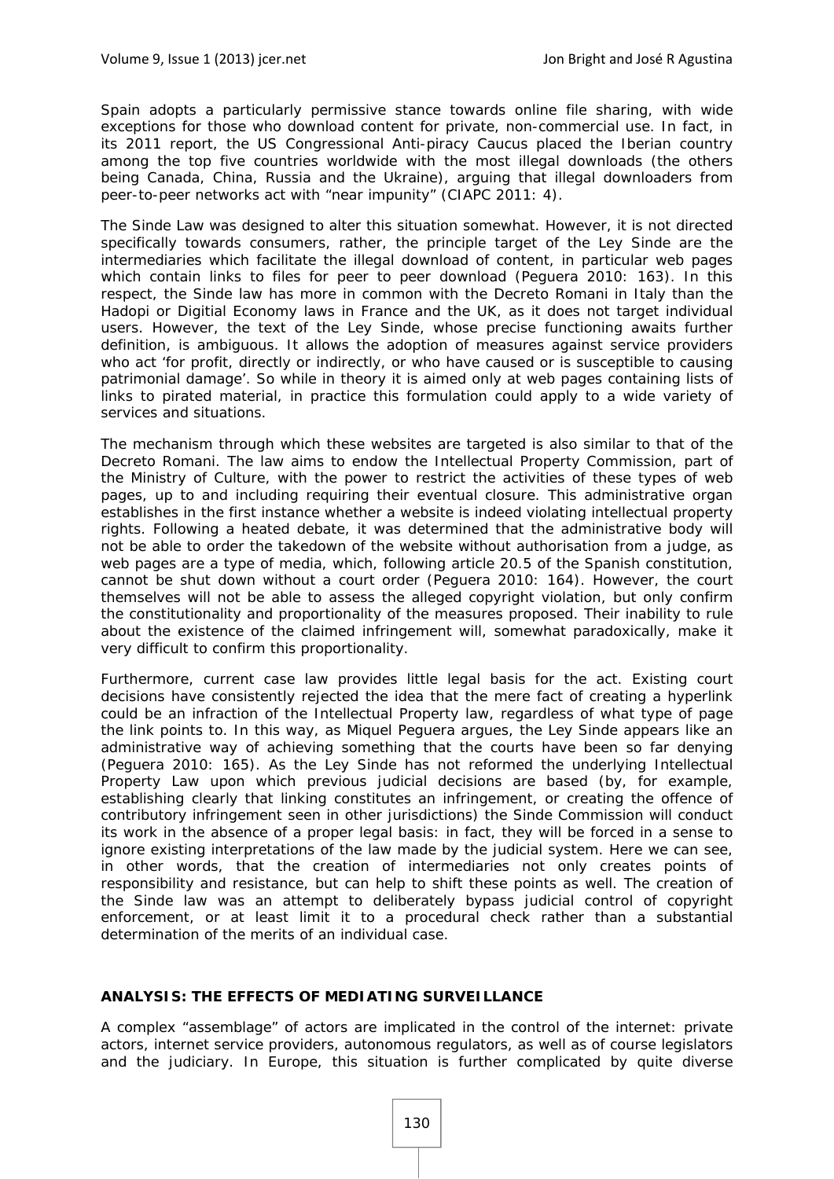Spain adopts a particularly permissive stance towards online file sharing, with wide exceptions for those who download content for private, non-commercial use. In fact, in its 2011 report, the US Congressional Anti-piracy Caucus placed the Iberian country among the top five countries worldwide with the most illegal downloads (the others being Canada, China, Russia and the Ukraine), arguing that illegal downloaders from peer-to-peer networks act with "near impunity" (CIAPC 2011: 4).

The Sinde Law was designed to alter this situation somewhat. However, it is not directed specifically towards consumers, rather, the principle target of the Ley Sinde are the intermediaries which facilitate the illegal download of content, in particular web pages which contain links to files for peer to peer download (Peguera 2010: 163). In this respect, the Sinde law has more in common with the Decreto Romani in Italy than the Hadopi or Digitial Economy laws in France and the UK, as it does not target individual users. However, the text of the Ley Sinde, whose precise functioning awaits further definition, is ambiguous. It allows the adoption of measures against service providers who act 'for profit, directly or indirectly, or who have caused or is susceptible to causing patrimonial damage'. So while in theory it is aimed only at web pages containing lists of links to pirated material, in practice this formulation could apply to a wide variety of services and situations.

The mechanism through which these websites are targeted is also similar to that of the Decreto Romani. The law aims to endow the Intellectual Property Commission, part of the Ministry of Culture, with the power to restrict the activities of these types of web pages, up to and including requiring their eventual closure. This administrative organ establishes in the first instance whether a website is indeed violating intellectual property rights. Following a heated debate, it was determined that the administrative body will not be able to order the takedown of the website without authorisation from a judge, as web pages are a type of media, which, following article 20.5 of the Spanish constitution, cannot be shut down without a court order (Peguera 2010: 164). However, the court themselves will not be able to assess the alleged copyright violation, but only confirm the constitutionality and proportionality of the measures proposed. Their inability to rule about the existence of the claimed infringement will, somewhat paradoxically, make it very difficult to confirm this proportionality.

Furthermore, current case law provides little legal basis for the act. Existing court decisions have consistently rejected the idea that the mere fact of creating a hyperlink could be an infraction of the Intellectual Property law, regardless of what type of page the link points to. In this way, as Miquel Peguera argues, the Ley Sinde appears like an administrative way of achieving something that the courts have been so far denying (Peguera 2010: 165). As the Ley Sinde has not reformed the underlying Intellectual Property Law upon which previous judicial decisions are based (by, for example, establishing clearly that linking constitutes an infringement, or creating the offence of contributory infringement seen in other jurisdictions) the Sinde Commission will conduct its work in the absence of a proper legal basis: in fact, they will be forced in a sense to ignore existing interpretations of the law made by the judicial system. Here we can see, in other words, that the creation of intermediaries not only creates points of responsibility and resistance, but can help to shift these points as well. The creation of the Sinde law was an attempt to deliberately bypass judicial control of copyright enforcement, or at least limit it to a procedural check rather than a substantial determination of the merits of an individual case.

## ANALYSIS: THE EFFECTS OF MEDIATING SURVEILLANCE

A complex "assemblage" of actors are implicated in the control of the internet: private actors, internet service providers, autonomous regulators, as well as of course legislators and the judiciary. In Europe, this situation is further complicated by quite diverse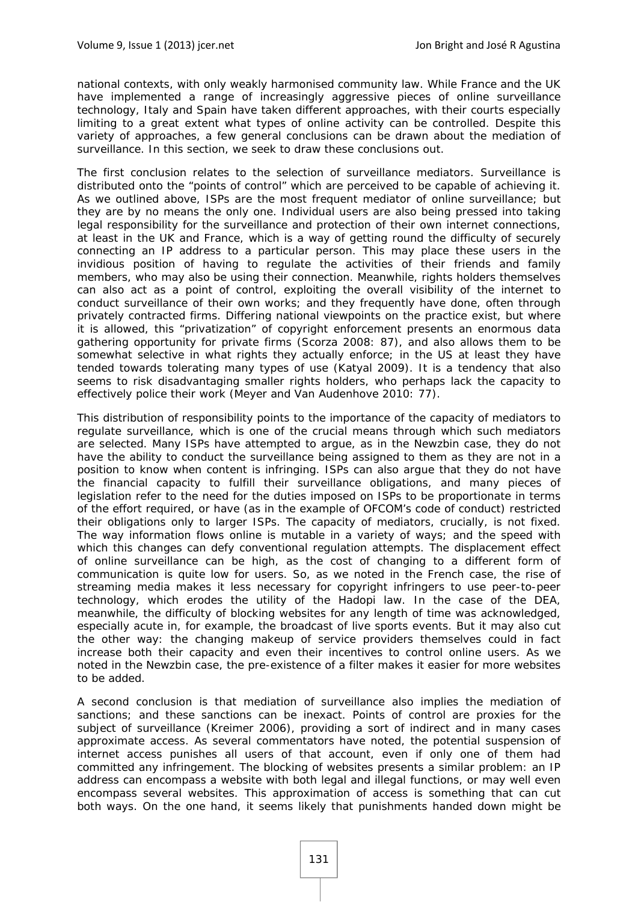national contexts, with only weakly harmonised community law. While France and the UK have implemented a range of increasingly aggressive pieces of online surveillance technology, Italy and Spain have taken different approaches, with their courts especially limiting to a great extent what types of online activity can be controlled. Despite this variety of approaches, a few general conclusions can be drawn about the mediation of surveillance. In this section, we seek to draw these conclusions out.

The first conclusion relates to the selection of surveillance mediators. Surveillance is distributed onto the "points of control" which are perceived to be capable of achieving it. As we outlined above, ISPs are the most frequent mediator of online surveillance; but they are by no means the only one. Individual users are also being pressed into taking legal responsibility for the surveillance and protection of their own internet connections, at least in the UK and France, which is a way of getting round the difficulty of securely connecting an IP address to a particular person. This may place these users in the invidious position of having to regulate the activities of their friends and family members, who may also be using their connection. Meanwhile, rights holders themselves can also act as a point of control, exploiting the overall visibility of the internet to conduct surveillance of their own works; and they frequently have done, often through privately contracted firms. Differing national viewpoints on the practice exist, but where it is allowed, this "privatization" of copyright enforcement presents an enormous data gathering opportunity for private firms (Scorza 2008: 87), and also allows them to be somewhat selective in what rights they actually enforce; in the US at least they have tended towards tolerating many types of use (Katyal 2009). It is a tendency that also seems to risk disadvantaging smaller rights holders, who perhaps lack the capacity to effectively police their work (Meyer and Van Audenhove 2010: 77).

This distribution of responsibility points to the importance of the capacity of mediators to regulate surveillance, which is one of the crucial means through which such mediators are selected. Many ISPs have attempted to argue, as in the Newzbin case, they do not have the ability to conduct the surveillance being assigned to them as they are not in a position to know when content is infringing. ISPs can also argue that they do not have the financial capacity to fulfill their surveillance obligations, and many pieces of legislation refer to the need for the duties imposed on ISPs to be proportionate in terms of the effort required, or have (as in the example of OFCOM's code of conduct) restricted their obligations only to larger ISPs. The capacity of mediators, crucially, is not fixed. The way information flows online is mutable in a variety of ways; and the speed with which this changes can defy conventional regulation attempts. The displacement effect of online surveillance can be high, as the cost of changing to a different form of communication is quite low for users. So, as we noted in the French case, the rise of streaming media makes it less necessary for copyright infringers to use peer-to-peer technology, which erodes the utility of the Hadopi law. In the case of the DEA, meanwhile, the difficulty of blocking websites for any length of time was acknowledged, especially acute in, for example, the broadcast of live sports events. But it may also cut the other way: the changing makeup of service providers themselves could in fact increase both their capacity and even their incentives to control online users. As we noted in the Newzbin case, the pre-existence of a filter makes it easier for more websites to be added.

A second conclusion is that mediation of surveillance also implies the mediation of sanctions; and these sanctions can be inexact. Points of control are proxies for the subject of surveillance (Kreimer 2006), providing a sort of indirect and in many cases approximate access. As several commentators have noted, the potential suspension of internet access punishes all users of that account, even if only one of them had committed any infringement. The blocking of websites presents a similar problem: an IP address can encompass a website with both legal and illegal functions, or may well even encompass several websites. This approximation of access is something that can cut both ways. On the one hand, it seems likely that punishments handed down might be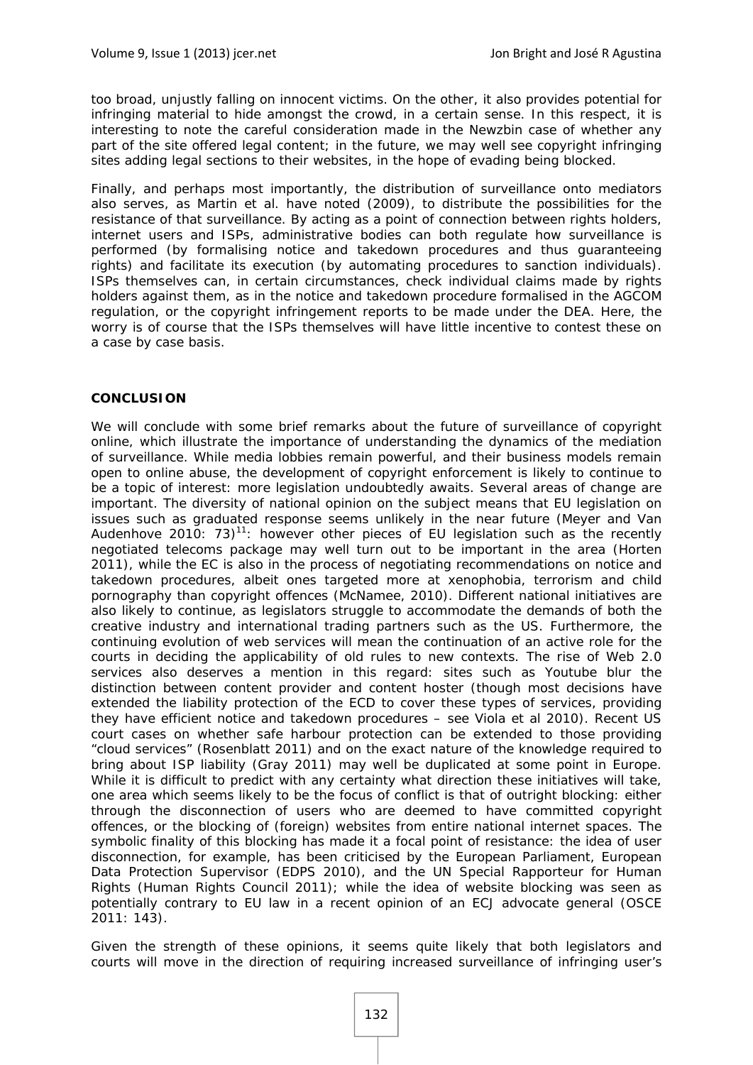too broad, unjustly falling on innocent victims. On the other, it also provides potential for infringing material to hide amongst the crowd, in a certain sense. In this respect, it is interesting to note the careful consideration made in the Newzbin case of whether any part of the site offered legal content; in the future, we may well see copyright infringing sites adding legal sections to their websites, in the hope of evading being blocked.

Finally, and perhaps most importantly, the distribution of surveillance onto mediators also serves, as Martin et al. have noted (2009), to distribute the possibilities for the resistance of that surveillance. By acting as a point of connection between rights holders, internet users and ISPs, administrative bodies can both regulate how surveillance is performed (by formalising notice and takedown procedures and thus guaranteeing rights) and facilitate its execution (by automating procedures to sanction individuals). ISPs themselves can, in certain circumstances, check individual claims made by rights holders against them, as in the notice and takedown procedure formalised in the AGCOM regulation, or the copyright infringement reports to be made under the DEA. Here, the worry is of course that the ISPs themselves will have little incentive to contest these on a case by case basis.

## CONCLUSION

We will conclude with some brief remarks about the future of surveillance of copyright online, which illustrate the importance of understanding the dynamics of the mediation of surveillance. While media lobbies remain powerful, and their business models remain open to online abuse, the development of copyright enforcement is likely to continue to be a topic of interest: more legislation undoubtedly awaits. Several areas of change are important. The diversity of national opinion on the subject means that EU legislation on issues such as graduated response seems unlikely in the near future (Meyer and Van Audenhove 2010: 73)[11]: however other pieces of EU legislation such as the recently negotiated telecoms package may well turn out to be important in the area (Horten 2011), while the EC is also in the process of negotiating recommendations on notice and takedown procedures, albeit ones targeted more at xenophobia, terrorism and child pornography than copyright offences (McNamee, 2010). Different national initiatives are also likely to continue, as legislators struggle to accommodate the demands of both the creative industry and international trading partners such as the US. Furthermore, the continuing evolution of web services will mean the continuation of an active role for the courts in deciding the applicability of old rules to new contexts. The rise of Web 2.0 services also deserves a mention in this regard: sites such as Youtube blur the distinction between content provider and content hoster (though most decisions have extended the liability protection of the ECD to cover these types of services, providing they have efficient notice and takedown procedures – see Viola et al 2010). Recent US court cases on whether safe harbour protection can be extended to those providing "cloud services" (Rosenblatt 2011) and on the exact nature of the knowledge required to bring about ISP liability (Gray 2011) may well be duplicated at some point in Europe. While it is difficult to predict with any certainty what direction these initiatives will take, one area which seems likely to be the focus of conflict is that of outright blocking: either through the disconnection of users who are deemed to have committed copyright offences, or the blocking of (foreign) websites from entire national internet spaces. The symbolic finality of this blocking has made it a focal point of resistance: the idea of user disconnection, for example, has been criticised by the European Parliament, European Data Protection Supervisor (EDPS 2010), and the UN Special Rapporteur for Human Rights (Human Rights Council 2011); while the idea of website blocking was seen as potentially contrary to EU law in a recent opinion of an ECJ advocate general (OSCE 2011: 143).

Given the strength of these opinions, it seems quite likely that both legislators and courts will move in the direction of requiring increased surveillance of infringing user's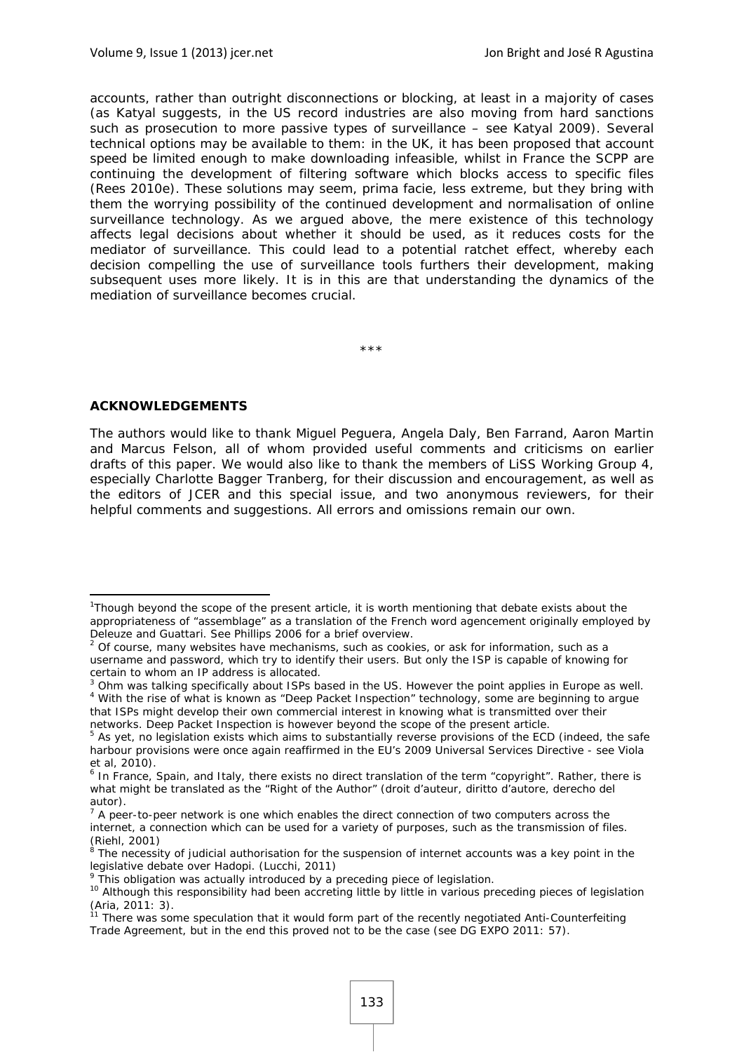accounts, rather than outright disconnections or blocking, at least in a majority of cases (as Katyal suggests, in the US record industries are also moving from hard sanctions such as prosecution to more passive types of surveillance – see Katyal 2009). Several technical options may be available to them: in the UK, it has been proposed that account speed be limited enough to make downloading infeasible, whilst in France the SCPP are continuing the development of filtering software which blocks access to specific files (Rees 2010e). These solutions may seem, prima facie, less extreme, but they bring with them the worrying possibility of the continued development and normalisation of online surveillance technology. As we argued above, the mere existence of this technology affects legal decisions about whether it should be used, as it reduces costs for the mediator of surveillance. This could lead to a potential ratchet effect, whereby each decision compelling the use of surveillance tools furthers their development, making subsequent uses more likely. It is in this are that understanding the dynamics of the mediation of surveillance becomes crucial.

\*\*\*

**ACKNOWLEDGEMENTS**

The authors would like to thank Miguel Peguera, Angela Daly, Ben Farrand, Aaron Martin and Marcus Felson, all of whom provided useful comments and criticisms on earlier drafts of this paper. We would also like to thank the members of LiSS Working Group 4, especially Charlotte Bagger Tranberg, for their discussion and encouragement, as well as the editors of JCER and this special issue, and two anonymous reviewers, for their helpful comments and suggestions. All errors and omissions remain our own.

---

[1] Though beyond the scope of the present article, it is worth mentioning that debate exists about the appropriateness of "assemblage" as a translation of the French word agencement originally employed by Deleuze and Guattari. See Phillips 2006 for a brief overview.

[2] Of course, many websites have mechanisms, such as cookies, or ask for information, such as a username and password, which try to identify their users. But only the ISP is capable of knowing for certain to whom an IP address is allocated.

[3] Ohm was talking specifically about ISPs based in the US. However the point applies in Europe as well.

[4] With the rise of what is known as "Deep Packet Inspection" technology, some are beginning to argue that ISPs might develop their own commercial interest in knowing what is transmitted over their networks. Deep Packet Inspection is however beyond the scope of the present article.

[5] As yet, no legislation exists which aims to substantially reverse provisions of the ECD (indeed, the safe harbour provisions were once again reaffirmed in the EU's 2009 Universal Services Directive - see Viola et al, 2010).

[6] In France, Spain, and Italy, there exists no direct translation of the term "copyright". Rather, there is what might be translated as the "Right of the Author" (droit d'auteur, diritto d'autore, derecho del autor).

[7] A peer-to-peer network is one which enables the direct connection of two computers across the internet, a connection which can be used for a variety of purposes, such as the transmission of files. (Riehl, 2001)

[8] The necessity of judicial authorisation for the suspension of internet accounts was a key point in the legislative debate over Hadopi. (Lucchi, 2011)

[9] This obligation was actually introduced by a preceding piece of legislation.

[10] Although this responsibility had been accreting little by little in various preceding pieces of legislation (Aria, 2011: 3).

[11] There was some speculation that it would form part of the recently negotiated Anti-Counterfeiting Trade Agreement, but in the end this proved not to be the case (see DG EXPO 2011: 57).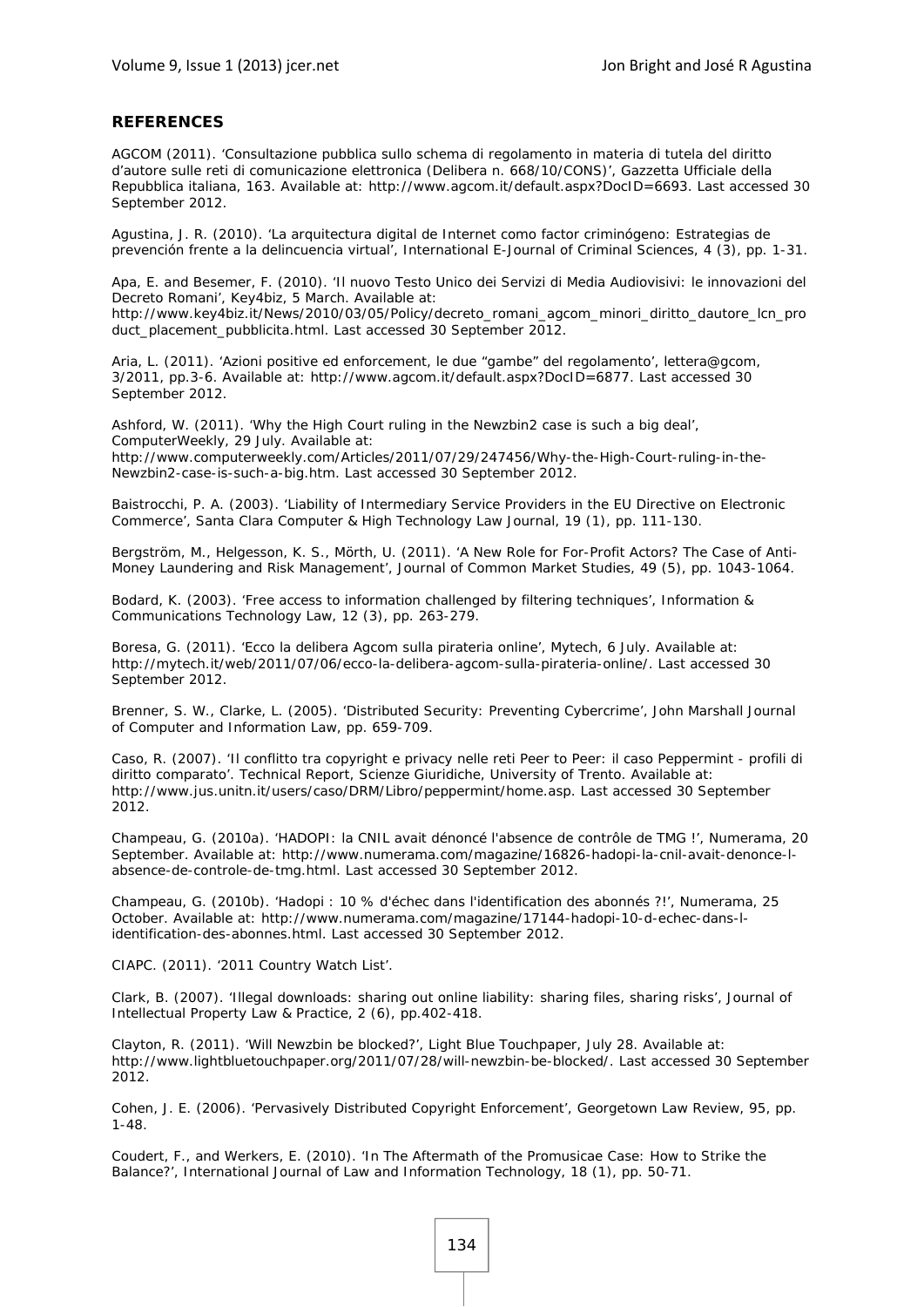## REFERENCES

AGCOM (2011). 'Consultazione pubblica sullo schema di regolamento in materia di tutela del diritto d'autore sulle reti di comunicazione elettronica (Delibera n. 668/10/CONS)', Gazzetta Ufficiale della Repubblica italiana, 163. Available at: http://www.agcom.it/default.aspx?DocID=6693. Last accessed 30 September 2012.

Agustina, J. R. (2010). 'La arquitectura digital de Internet como factor criminógeno: Estrategias de prevención frente a la delincuencia virtual', International E-Journal of Criminal Sciences, 4 (3), pp. 1-31.

Apa, E. and Besemer, F. (2010). 'Il nuovo Testo Unico dei Servizi di Media Audiovisivi: le innovazioni del Decreto Romani', Key4biz, 5 March. Available at: http://www.key4biz.it/News/2010/03/05/Policy/decreto_romani_agcom_minori_diritto_dautore_lcn_product_placement_pubblicita.html. Last accessed 30 September 2012.

Aria, L. (2011). 'Azioni positive ed enforcement, le due "gambe" del regolamento', lettera@gcom, 3/2011, pp.3-6. Available at: http://www.agcom.it/default.aspx?DocID=6877. Last accessed 30 September 2012.

Ashford, W. (2011). 'Why the High Court ruling in the Newzbin2 case is such a big deal', ComputerWeekly, 29 July. Available at: http://www.computerweekly.com/Articles/2011/07/29/247456/Why-the-High-Court-ruling-in-the-Newzbin2-case-is-such-a-big.htm. Last accessed 30 September 2012.

Baistrocchi, P. A. (2003). 'Liability of Intermediary Service Providers in the EU Directive on Electronic Commerce', Santa Clara Computer & High Technology Law Journal, 19 (1), pp. 111-130.

Bergström, M., Helgesson, K. S., Mörth, U. (2011). 'A New Role for For-Profit Actors? The Case of Anti-Money Laundering and Risk Management', Journal of Common Market Studies, 49 (5), pp. 1043-1064.

Bodard, K. (2003). 'Free access to information challenged by filtering techniques', Information & Communications Technology Law, 12 (3), pp. 263-279.

Boresa, G. (2011). 'Ecco la delibera Agcom sulla pirateria online', Mytech, 6 July. Available at: http://mytech.it/web/2011/07/06/ecco-la-delibera-agcom-sulla-pirateria-online/. Last accessed 30 September 2012.

Brenner, S. W., Clarke, L. (2005). 'Distributed Security: Preventing Cybercrime', John Marshall Journal of Computer and Information Law, pp. 659-709.

Caso, R. (2007). 'Il conflitto tra copyright e privacy nelle reti Peer to Peer: il caso Peppermint - profili di diritto comparato'. Technical Report, Scienze Giuridiche, University of Trento. Available at: http://www.jus.unitn.it/users/caso/DRM/Libro/peppermint/home.asp. Last accessed 30 September 2012.

Champeau, G. (2010a). 'HADOPI: la CNIL avait dénoncé l'absence de contrôle de TMG !', Numerama, 20 September. Available at: http://www.numerama.com/magazine/16826-hadopi-la-cnil-avait-denonce-l-absence-de-controle-de-tmg.html. Last accessed 30 September 2012.

Champeau, G. (2010b). 'Hadopi : 10 % d'échec dans l'identification des abonnés ?!', Numerama, 25 October. Available at: http://www.numerama.com/magazine/17144-hadopi-10-d-echec-dans-l-identification-des-abonnes.html. Last accessed 30 September 2012.

CIAPC. (2011). '2011 Country Watch List'.

Clark, B. (2007). 'Illegal downloads: sharing out online liability: sharing files, sharing risks', Journal of Intellectual Property Law & Practice, 2 (6), pp.402-418.

Clayton, R. (2011). 'Will Newzbin be blocked?', Light Blue Touchpaper, July 28. Available at: http://www.lightbluetouchpaper.org/2011/07/28/will-newzbin-be-blocked/. Last accessed 30 September 2012.

Cohen, J. E. (2006). 'Pervasively Distributed Copyright Enforcement', Georgetown Law Review, 95, pp. 1-48.

Coudert, F., and Werkers, E. (2010). 'In The Aftermath of the Promusicae Case: How to Strike the Balance?', International Journal of Law and Information Technology, 18 (1), pp. 50-71.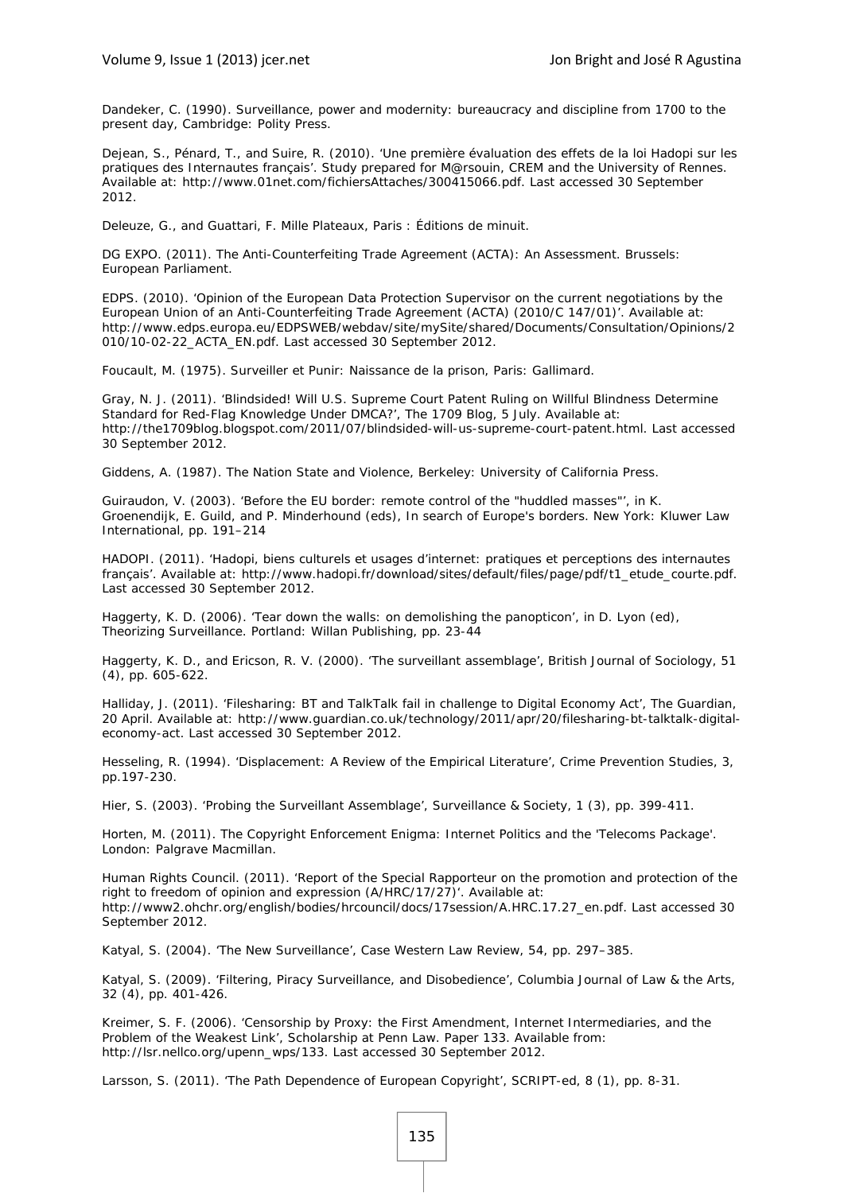Dandeker, C. (1990). Surveillance, power and modernity: bureaucracy and discipline from 1700 to the present day, Cambridge: Polity Press.

Dejean, S., Pénard, T., and Suire, R. (2010). 'Une première évaluation des effets de la loi Hadopi sur les pratiques des Internautes français'. Study prepared for M@rsouin, CREM and the University of Rennes. Available at: http://www.01net.com/fichiersAttaches/300415066.pdf. Last accessed 30 September 2012.

Deleuze, G., and Guattari, F. Mille Plateaux, Paris : Éditions de minuit.

DG EXPO. (2011). The Anti-Counterfeiting Trade Agreement (ACTA): An Assessment. Brussels: European Parliament.

EDPS. (2010). 'Opinion of the European Data Protection Supervisor on the current negotiations by the European Union of an Anti-Counterfeiting Trade Agreement (ACTA) (2010/C 147/01)'. Available at: http://www.edps.europa.eu/EDPSWEB/webdav/site/mySite/shared/Documents/Consultation/Opinions/2010/10-02-22_ACTA_EN.pdf. Last accessed 30 September 2012.

Foucault, M. (1975). Surveiller et Punir: Naissance de la prison, Paris: Gallimard.

Gray, N. J. (2011). 'Blindsided! Will U.S. Supreme Court Patent Ruling on Willful Blindness Determine Standard for Red-Flag Knowledge Under DMCA?', The 1709 Blog, 5 July. Available at: http://the1709blog.blogspot.com/2011/07/blindsided-will-us-supreme-court-patent.html. Last accessed 30 September 2012.

Giddens, A. (1987). The Nation State and Violence, Berkeley: University of California Press.

Guiraudon, V. (2003). 'Before the EU border: remote control of the "huddled masses"', in K. Groenendijk, E. Guild, and P. Minderhound (eds), In search of Europe's borders. New York: Kluwer Law International, pp. 191–214

HADOPI. (2011). 'Hadopi, biens culturels et usages d'internet: pratiques et perceptions des internautes français'. Available at: http://www.hadopi.fr/download/sites/default/files/page/pdf/t1_etude_courte.pdf. Last accessed 30 September 2012.

Haggerty, K. D. (2006). 'Tear down the walls: on demolishing the panopticon', in D. Lyon (ed), Theorizing Surveillance. Portland: Willan Publishing, pp. 23-44

Haggerty, K. D., and Ericson, R. V. (2000). 'The surveillant assemblage', British Journal of Sociology, 51 (4), pp. 605-622.

Halliday, J. (2011). 'Filesharing: BT and TalkTalk fail in challenge to Digital Economy Act', The Guardian, 20 April. Available at: http://www.guardian.co.uk/technology/2011/apr/20/filesharing-bt-talktalk-digital-economy-act. Last accessed 30 September 2012.

Hesseling, R. (1994). 'Displacement: A Review of the Empirical Literature', Crime Prevention Studies, 3, pp.197-230.

Hier, S. (2003). 'Probing the Surveillant Assemblage', Surveillance & Society, 1 (3), pp. 399-411.

Horten, M. (2011). The Copyright Enforcement Enigma: Internet Politics and the 'Telecoms Package'. London: Palgrave Macmillan.

Human Rights Council. (2011). 'Report of the Special Rapporteur on the promotion and protection of the right to freedom of opinion and expression (A/HRC/17/27)'. Available at: http://www2.ohchr.org/english/bodies/hrcouncil/docs/17session/A.HRC.17.27_en.pdf. Last accessed 30 September 2012.

Katyal, S. (2004). 'The New Surveillance', Case Western Law Review, 54, pp. 297–385.

Katyal, S. (2009). 'Filtering, Piracy Surveillance, and Disobedience', Columbia Journal of Law & the Arts, 32 (4), pp. 401-426.

Kreimer, S. F. (2006). 'Censorship by Proxy: the First Amendment, Internet Intermediaries, and the Problem of the Weakest Link', Scholarship at Penn Law. Paper 133. Available from: http://lsr.nellco.org/upenn_wps/133. Last accessed 30 September 2012.

Larsson, S. (2011). 'The Path Dependence of European Copyright', SCRIPT-ed, 8 (1), pp. 8-31.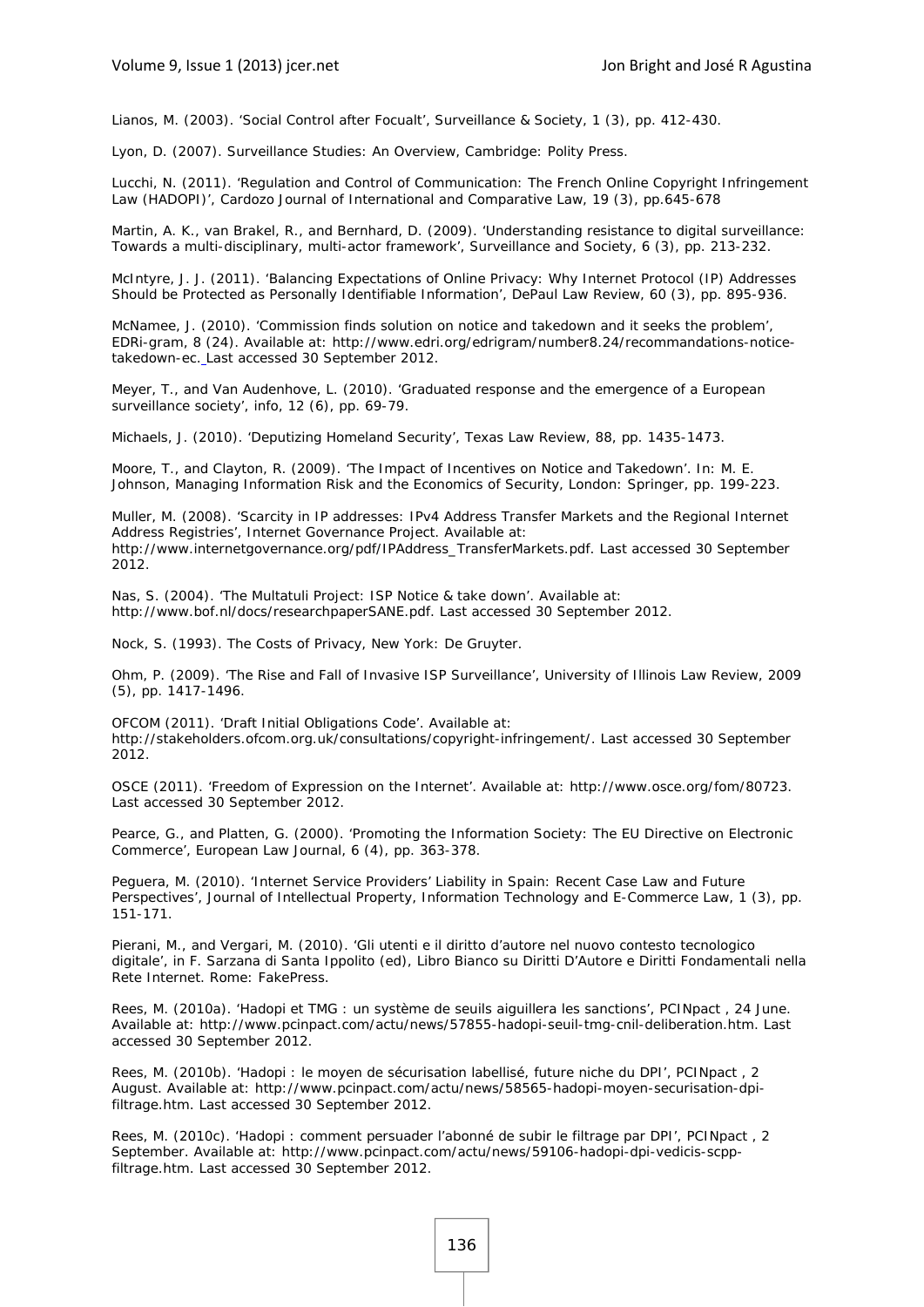Lianos, M. (2003). 'Social Control after Focualt', Surveillance & Society, 1 (3), pp. 412-430.

Lyon, D. (2007). Surveillance Studies: An Overview, Cambridge: Polity Press.

Lucchi, N. (2011). 'Regulation and Control of Communication: The French Online Copyright Infringement Law (HADOPI)', Cardozo Journal of International and Comparative Law, 19 (3), pp.645-678

Martin, A. K., van Brakel, R., and Bernhard, D. (2009). 'Understanding resistance to digital surveillance: Towards a multi-disciplinary, multi-actor framework', Surveillance and Society, 6 (3), pp. 213-232.

McIntyre, J. J. (2011). 'Balancing Expectations of Online Privacy: Why Internet Protocol (IP) Addresses Should be Protected as Personally Identifiable Information', DePaul Law Review, 60 (3), pp. 895-936.

McNamee, J. (2010). 'Commission finds solution on notice and takedown and it seeks the problem', EDRi-gram, 8 (24). Available at: http://www.edri.org/edrigram/number8.24/recommandations-notice-takedown-ec. Last accessed 30 September 2012.

Meyer, T., and Van Audenhove, L. (2010). 'Graduated response and the emergence of a European surveillance society', info, 12 (6), pp. 69-79.

Michaels, J. (2010). 'Deputizing Homeland Security', Texas Law Review, 88, pp. 1435-1473.

Moore, T., and Clayton, R. (2009). 'The Impact of Incentives on Notice and Takedown'. In: M. E. Johnson, Managing Information Risk and the Economics of Security, London: Springer, pp. 199-223.

Muller, M. (2008). 'Scarcity in IP addresses: IPv4 Address Transfer Markets and the Regional Internet Address Registries', Internet Governance Project. Available at: http://www.internetgovernance.org/pdf/IPAddress_TransferMarkets.pdf. Last accessed 30 September 2012.

Nas, S. (2004). 'The Multatuli Project: ISP Notice & take down'. Available at: http://www.bof.nl/docs/researchpaperSANE.pdf. Last accessed 30 September 2012.

Nock, S. (1993). The Costs of Privacy, New York: De Gruyter.

Ohm, P. (2009). 'The Rise and Fall of Invasive ISP Surveillance', University of Illinois Law Review, 2009 (5), pp. 1417-1496.

OFCOM (2011). 'Draft Initial Obligations Code'. Available at: http://stakeholders.ofcom.org.uk/consultations/copyright-infringement/. Last accessed 30 September 2012.

OSCE (2011). 'Freedom of Expression on the Internet'. Available at: http://www.osce.org/fom/80723. Last accessed 30 September 2012.

Pearce, G., and Platten, G. (2000). 'Promoting the Information Society: The EU Directive on Electronic Commerce', European Law Journal, 6 (4), pp. 363-378.

Peguera, M. (2010). 'Internet Service Providers' Liability in Spain: Recent Case Law and Future Perspectives', Journal of Intellectual Property, Information Technology and E-Commerce Law, 1 (3), pp. 151-171.

Pierani, M., and Vergari, M. (2010). 'Gli utenti e il diritto d'autore nel nuovo contesto tecnologico digitale', in F. Sarzana di Santa Ippolito (ed), Libro Bianco su Diritti D'Autore e Diritti Fondamentali nella Rete Internet. Rome: FakePress.

Rees, M. (2010a). 'Hadopi et TMG : un système de seuils aiguillera les sanctions', PCINpact , 24 June. Available at: http://www.pcinpact.com/actu/news/57855-hadopi-seuil-tmg-cnil-deliberation.htm. Last accessed 30 September 2012.

Rees, M. (2010b). 'Hadopi : le moyen de sécurisation labellisé, future niche du DPI', PCINpact , 2 August. Available at: http://www.pcinpact.com/actu/news/58565-hadopi-moyen-securisation-dpi-filtrage.htm. Last accessed 30 September 2012.

Rees, M. (2010c). 'Hadopi : comment persuader l'abonné de subir le filtrage par DPI', PCINpact , 2 September. Available at: http://www.pcinpact.com/actu/news/59106-hadopi-dpi-vedicis-scpp-filtrage.htm. Last accessed 30 September 2012.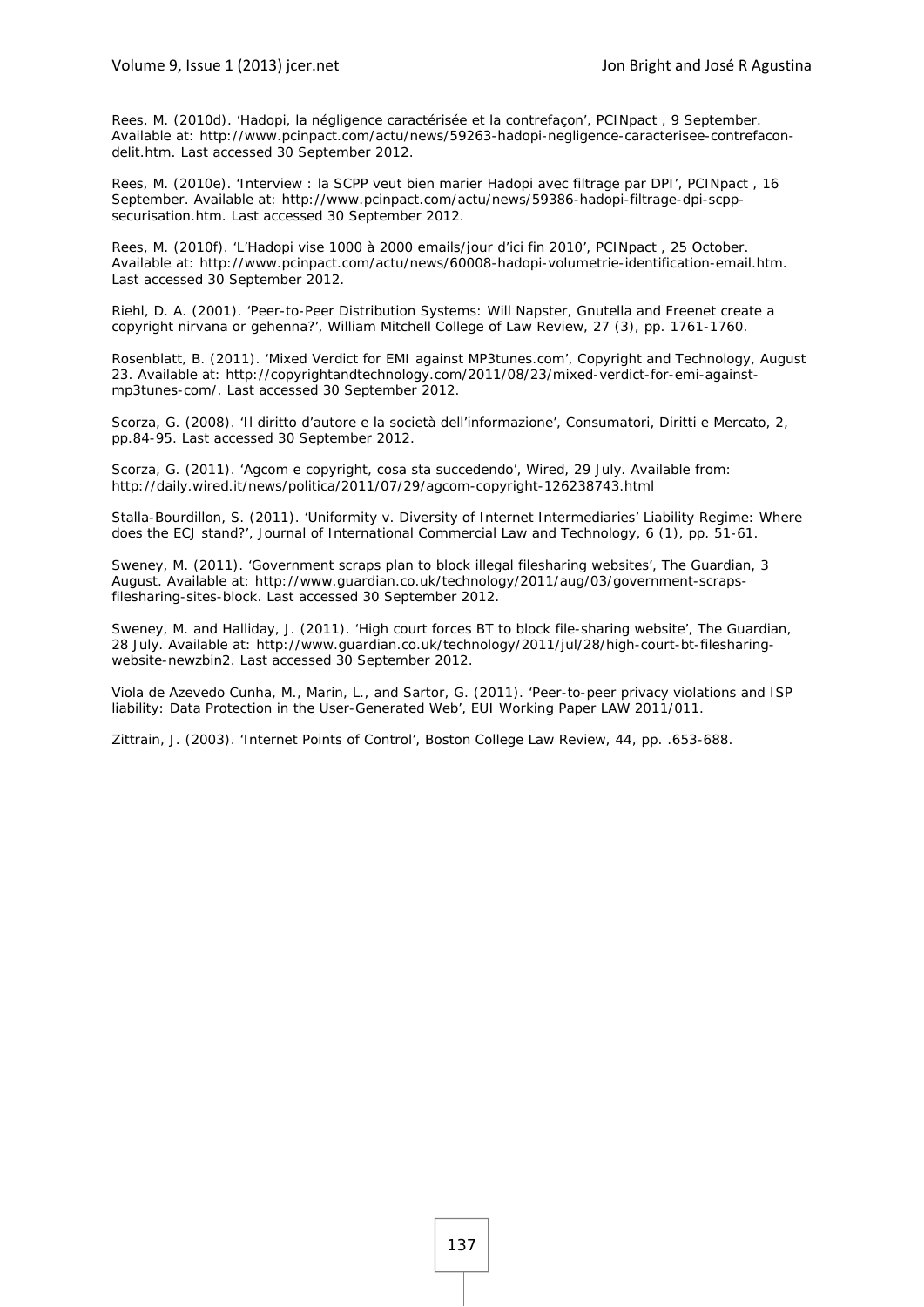Rees, M. (2010d). 'Hadopi, la négligence caractérisée et la contrefaçon', PCINpact , 9 September. Available at: http://www.pcinpact.com/actu/news/59263-hadopi-negligence-caracterisee-contrefacon-delit.htm. Last accessed 30 September 2012.

Rees, M. (2010e). 'Interview : la SCPP veut bien marier Hadopi avec filtrage par DPI', PCINpact , 16 September. Available at: http://www.pcinpact.com/actu/news/59386-hadopi-filtrage-dpi-scpp-securisation.htm. Last accessed 30 September 2012.

Rees, M. (2010f). 'L'Hadopi vise 1000 à 2000 emails/jour d'ici fin 2010', PCINpact , 25 October. Available at: http://www.pcinpact.com/actu/news/60008-hadopi-volumetrie-identification-email.htm. Last accessed 30 September 2012.

Riehl, D. A. (2001). 'Peer-to-Peer Distribution Systems: Will Napster, Gnutella and Freenet create a copyright nirvana or gehenna?', William Mitchell College of Law Review, 27 (3), pp. 1761-1760.

Rosenblatt, B. (2011). 'Mixed Verdict for EMI against MP3tunes.com', Copyright and Technology, August 23. Available at: http://copyrightandtechnology.com/2011/08/23/mixed-verdict-for-emi-against-mp3tunes-com/. Last accessed 30 September 2012.

Scorza, G. (2008). 'Il diritto d'autore e la società dell'informazione', Consumatori, Diritti e Mercato, 2, pp.84-95. Last accessed 30 September 2012.

Scorza, G. (2011). 'Agcom e copyright, cosa sta succedendo', Wired, 29 July. Available from: http://daily.wired.it/news/politica/2011/07/29/agcom-copyright-126238743.html

Stalla-Bourdillon, S. (2011). 'Uniformity v. Diversity of Internet Intermediaries' Liability Regime: Where does the ECJ stand?', Journal of International Commercial Law and Technology, 6 (1), pp. 51-61.

Sweney, M. (2011). 'Government scraps plan to block illegal filesharing websites', The Guardian, 3 August. Available at: http://www.guardian.co.uk/technology/2011/aug/03/government-scraps-filesharing-sites-block. Last accessed 30 September 2012.

Sweney, M. and Halliday, J. (2011). 'High court forces BT to block file-sharing website', The Guardian, 28 July. Available at: http://www.guardian.co.uk/technology/2011/jul/28/high-court-bt-filesharing-website-newzbin2. Last accessed 30 September 2012.

Viola de Azevedo Cunha, M., Marin, L., and Sartor, G. (2011). 'Peer-to-peer privacy violations and ISP liability: Data Protection in the User-Generated Web', EUI Working Paper LAW 2011/011.

Zittrain, J. (2003). 'Internet Points of Control', Boston College Law Review, 44, pp. .653-688.